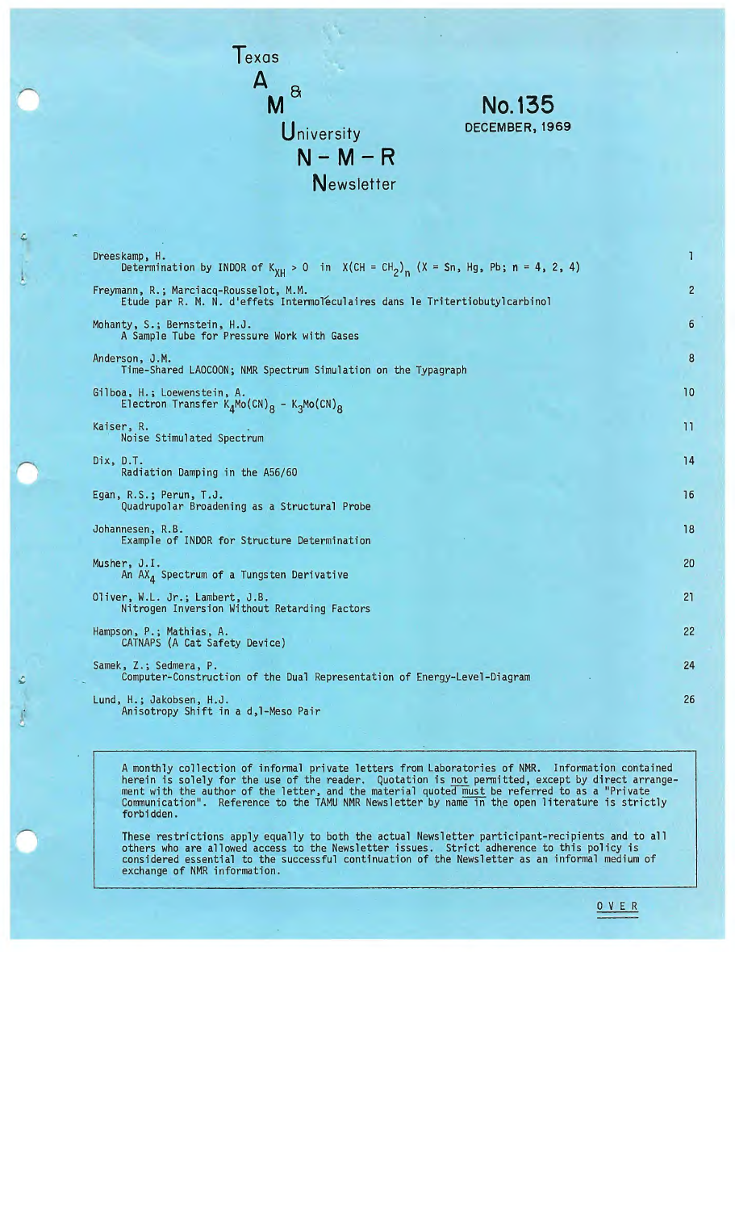# Texas A & M University N-M-R Newsletter

**No. 135**
**DECEMBER, 1969**

| | |
|---|---|
| Dreeskamp, H. <br> Determination by INDOR of $K_{XH} > 0$ in $X(CH = CH_2)_n$ (X = Sn, Hg, Pb; n = 4, 2, 4) | 1 |
| Freymann, R.; Marciacq-Rousselot, M.M. <br> Etude par R. M. N. d'effets Intermoléculaires dans le Tritertiobutylcarbinol | 2 |
| Mohanty, S.; Bernstein, H.J. <br> A Sample Tube for Pressure Work with Gases | 6 |
| Anderson, J.M. <br> Time-Shared LAOCOON; NMR Spectrum Simulation on the Typagraph | 8 |
| Gilboa, H.; Loewenstein, A. <br> Electron Transfer $K_4Mo(CN)_8$ - $K_3Mo(CN)_8$ | 10 |
| Kaiser, R. <br> Noise Stimulated Spectrum | 11 |
| Dix, D.T. <br> Radiation Damping in the A56/60 | 14 |
| Egan, R.S.; Perun, T.J. <br> Quadrupolar Broadening as a Structural Probe | 16 |
| Johannesen, R.B. <br> Example of INDOR for Structure Determination | 18 |
| Musher, J.I. <br> An $AX_4$ Spectrum of a Tungsten Derivative | 20 |
| Oliver, W.L. Jr.; Lambert, J.B. <br> Nitrogen Inversion Without Retarding Factors | 21 |
| Hampson, P.; Mathias, A. <br> CATNAPS (A Cat Safety Device) | 22 |
| Samek, Z.; Sedmera, P. <br> Computer-Construction of the Dual Representation of Energy-Level-Diagram | 24 |
| Lund, H.; Jakobsen, H.J. <br> Anisotropy Shift in a d,l-Meso Pair | 26 |

A monthly collection of informal private letters from Laboratories of NMR. Information contained herein is solely for the use of the reader. Quotation is not permitted, except by direct arrangement with the author of the letter, and the material quoted must be referred to as a "Private Communication". Reference to the TAMU NMR Newsletter by name in the open literature is strictly forbidden.

These restrictions apply equally to both the actual Newsletter participant-recipients and to all others who are allowed access to the Newsletter issues. Strict adherence to this policy is considered essential to the successful continuation of the Newsletter as an informal medium of exchange of NMR information.

OVER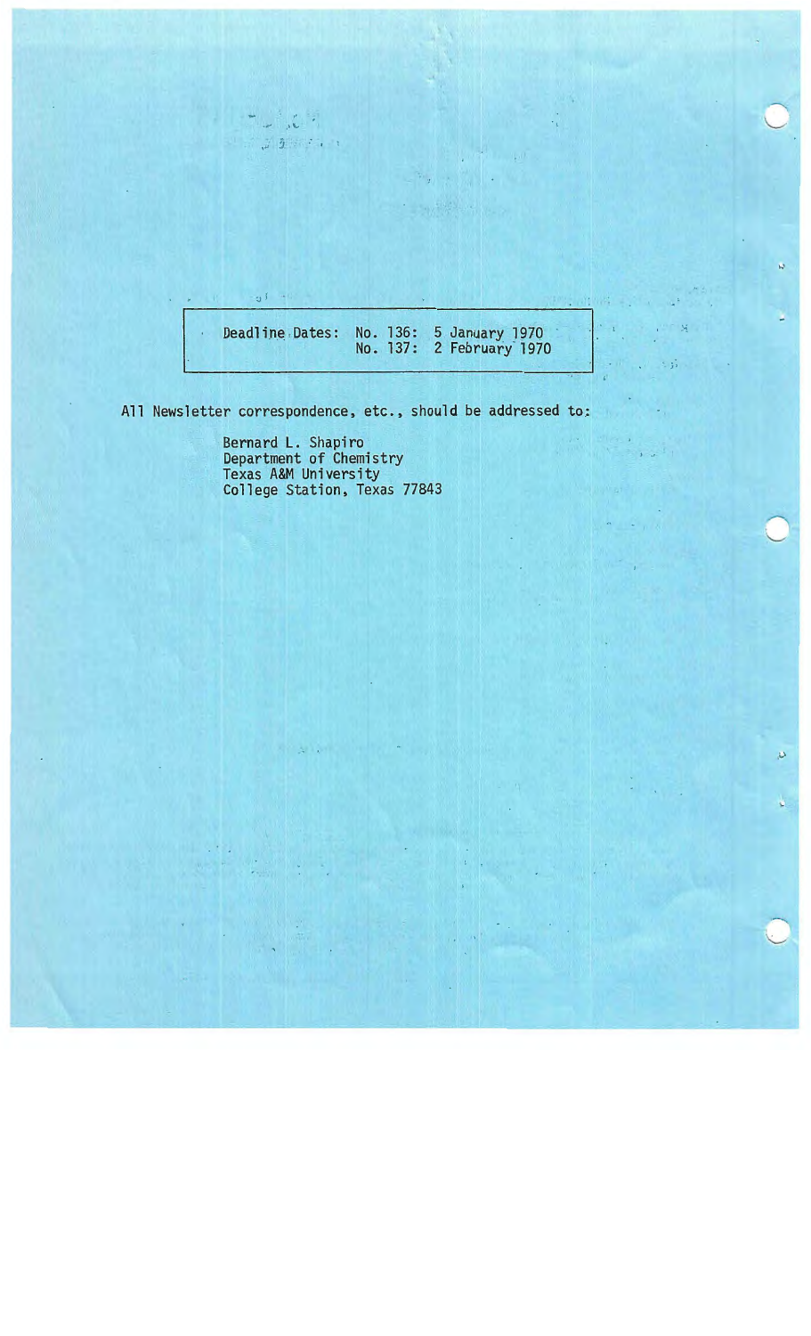| Deadline Dates: | No. 136: | 5 January 1970 |
| --- | --- | --- |
| | No. 137: | 2 February 1970 |

All Newsletter correspondence, etc., should be addressed to:

Bernard L. Shapiro
Department of Chemistry
Texas A&M University
College Station, Texas 77843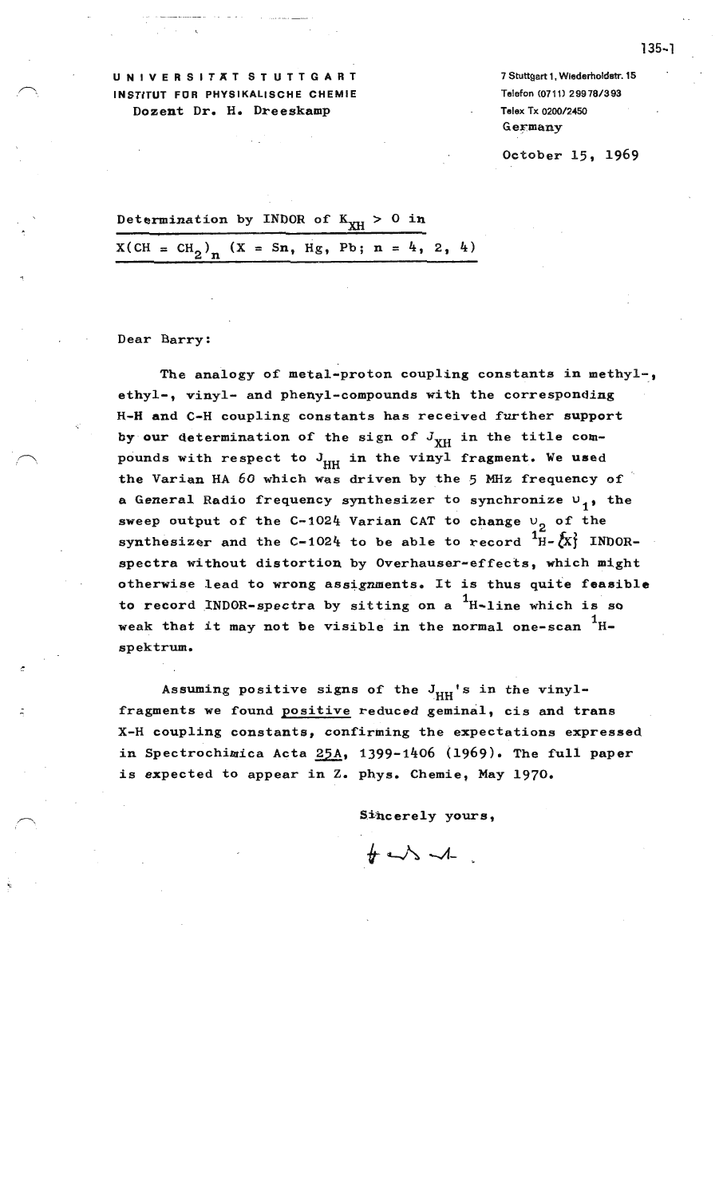UNIVERSITÄT STUTTGART
INSTITUT FÜR PHYSIKALISCHE CHEMIE
Dozent Dr. H. Dreeskamp

7 Stuttgart 1, Wiederholdstr. 15
Telefon (0711) 29978/393
Telex Tx 0200/2450
Germany

October 15, 1969

**Determination by INDOR of $K_{XH} > 0$ in $X(CH = CH_2)_n$ (X = Sn, Hg, Pb; n = 4, 2, 4)**

Dear Barry:

The analogy of metal-proton coupling constants in methyl-, ethyl-, vinyl- and phenyl-compounds with the corresponding H-H and C-H coupling constants has received further support by our determination of the sign of $J_{XH}$ in the title compounds with respect to $J_{HH}$ in the vinyl fragment. We used the Varian HA 60 which was driven by the 5 MHz frequency of a General Radio frequency synthesizer to synchronize $\nu_1$, the sweep output of the C-1024 Varian CAT to change $\nu_2$ of the synthesizer and the C-1024 to be able to record $^1H-\{X\}$ INDOR-spectra without distortion by Overhauser-effects, which might otherwise lead to wrong assignments. It is thus quite feasible to record INDOR-spectra by sitting on a $^1H$-line which is so weak that it may not be visible in the normal one-scan $^1H$-spektrum.

Assuming positive signs of the $J_{HH}$'s in the vinyl-fragments we found positive reduced geminal, cis and trans X-H coupling constants, confirming the expectations expressed in Spectrochimica Acta 25A, 1399-1406 (1969). The full paper is expected to appear in Z. phys. Chemie, May 1970.

Sincerely yours,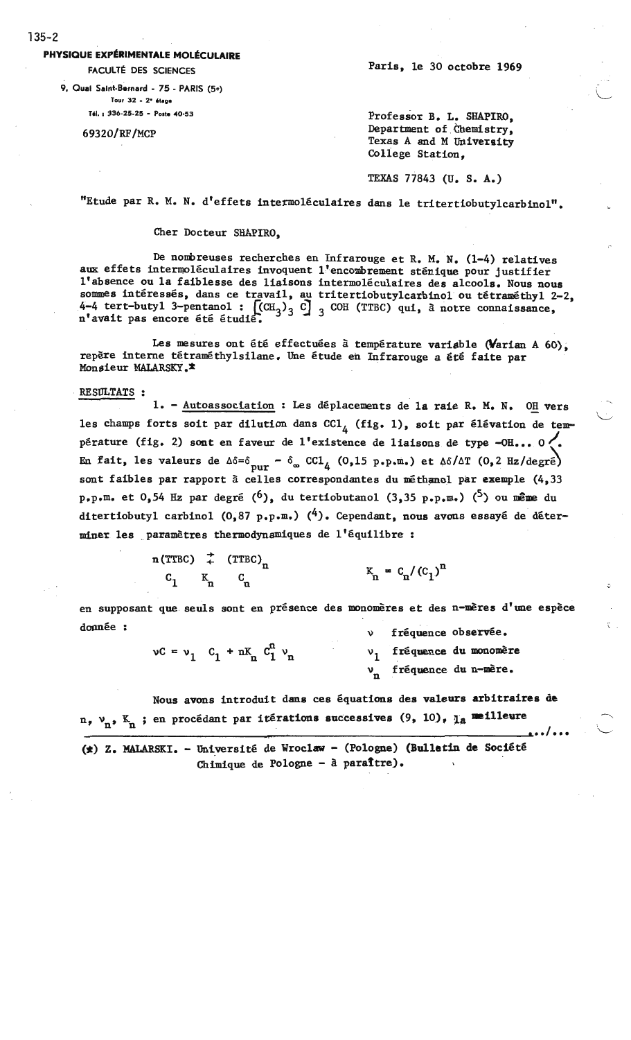PHYSIQUE EXPÉRIMENTALE MOLÉCULAIRE

FACULTÉ DES SCIENCES

9, Quai Saint-Bernard - 75 - PARIS (5e)

Tour 32 - 2e étage

Tél. : 336-25-25 - Poste 40-53

69320/RF/MCP

Paris, le 30 octobre 1969

Professor B. L. SHAPIRO,
Department of Chemistry,
Texas A and M University
College Station,

TEXAS 77843 (U. S. A.)

"Etude par R. M. N. d'effets intermoléculaires dans le tritertiobutylcarbinol".

Cher Docteur SHAPIRO,

De nombreuses recherches en Infrarouge et R. M. N. (1-4) relatives aux effets intermoléculaires invoquent l'encombrement stérique pour justifier l'absence ou la faiblesse des liaisons intermoléculaires des alcools. Nous nous sommes intéressés, dans ce travail, au tritertiobutylcarbinol ou tétraméthyl 2-2, 4-4 tert-butyl 3-pentanol : $[(CH_3)_3 C]_3$ COH (TTBC) qui, à notre connaissance, n'avait pas encore été étudié.

Les mesures ont été effectuées à température variable (Varian A 60), repère interne tétraméthylsilane. Une étude en Infrarouge a été faite par Monsieur MALARSKY.*

RESULTATS :

1. - Autoassociation : Les déplacements de la raie R. M. N. OH vers les champs forts soit par dilution dans $CCl_4$ (fig. 1), soit par élévation de température (fig. 2) sont en faveur de l'existence de liaisons de type -OH... O. En fait, les valeurs de $\Delta\delta = \delta_{pur} - \delta_{\infty}\ CCl_4$ (0,15 p.p.m.) et $\Delta\delta/\Delta T$ (0,2 Hz/degré) sont faibles par rapport à celles correspondantes du méthanol par exemple (4,33 p.p.m. et 0,54 Hz par degré (6), du tertiobutanol (3,35 p.p.m.) (5) ou même du ditertiobutyl carbinol (0,87 p.p.m.) (4). Cependant, nous avons essayé de déterminer les paramètres thermodynamiques de l'équilibre :

$$n(\text{TTBC}) \rightleftarrows (\text{TTBC})_n \qquad K_n = C_n/(C_1)^n$$

$$C_1 \quad K_n \quad C_n$$

en supposant que seuls sont en présence des monomères et des n-mères d'une espèce donnée :

$$\nu C = \nu_1\ C_1 + nK_n\ C_1^n\ \nu_n$$

$\nu$ fréquence observée.

$\nu_1$ fréquence du monomère

$\nu_n$ fréquence du n-mère.

Nous avons introduit dans ces équations des valeurs arbitraires de $n$, $\nu_n$, $K_n$ ; en procédant par itérations successives (9, 10), la meilleure .../...

(*) Z. MALARSKI. - Université de Wroclaw - (Pologne) (Bulletin de Société Chimique de Pologne - à paraître).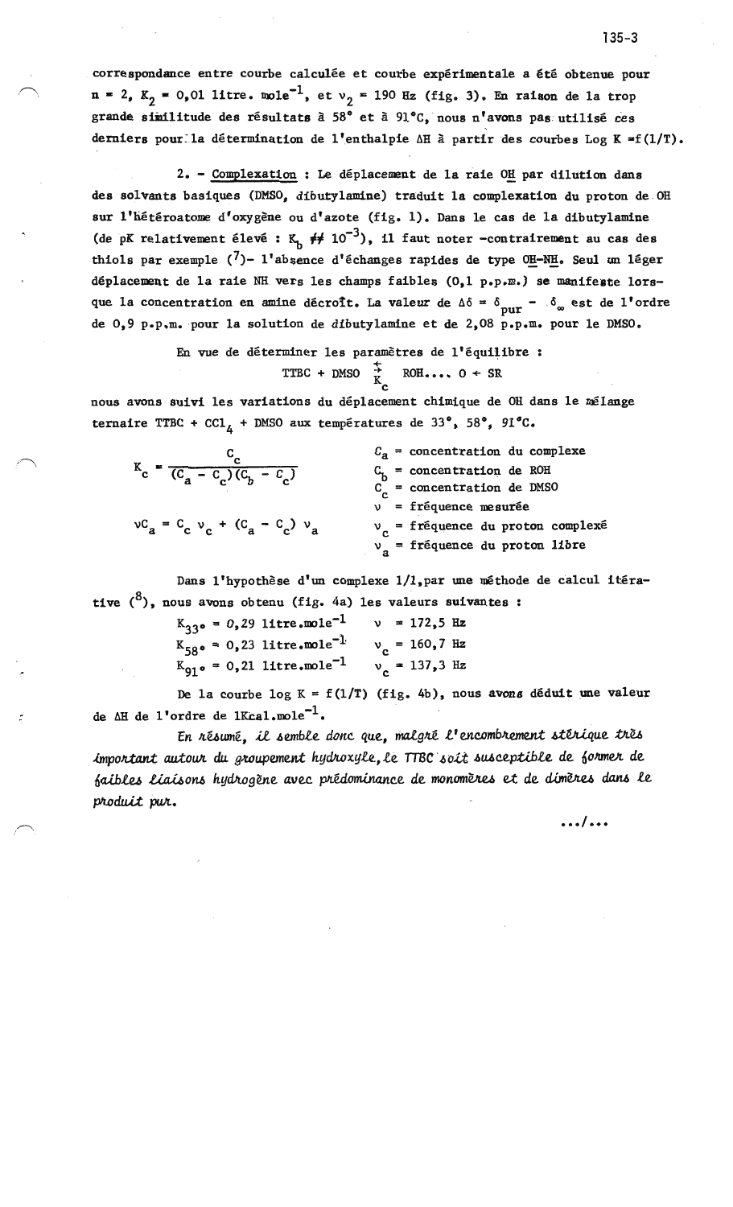correspondance entre courbe calculée et courbe expérimentale a été obtenue pour $n = 2$, $K_2 = 0{,}01$ litre. mole$^{-1}$, et $\nu_2 = 190$ Hz (fig. 3). En raison de la trop grande similitude des résultats à 58° et à 91°C, nous n'avons pas utilisé ces derniers pour la détermination de l'enthalpie $\Delta H$ à partir des courbes $\text{Log } K = f(1/T)$.

2. - Complexation : Le déplacement de la raie O<u>H</u> par dilution dans des solvants basiques (DMSO, dibutylamine) traduit la complexation du proton de OH sur l'hétéroatome d'oxygène ou d'azote (fig. 1). Dans le cas de la dibutylamine (de pK relativement élevé : $K_b \neq\!\!\neq 10^{-3}$), il faut noter -contrairement au cas des thiols par exemple [7]- l'absence d'échanges rapides de type O<u>H</u>-N<u>H</u>. Seul un léger déplacement de la raie NH vers les champs faibles (0,1 p.p.m.) se manifeste lorsque la concentration en amine décroît. La valeur de $\Delta\delta = \delta_{pur} - \delta_{\infty}$ est de l'ordre de 0,9 p.p.m. pour la solution de dibutylamine et de 2,08 p.p.m. pour le DMSO.

En vue de déterminer les paramètres de l'équilibre :

$$\text{TTBC} + \text{DMSO} \underset{K_c}{\rightleftarrows} \text{ROH}\ldots\text{O} \leftarrow \text{SR}$$

nous avons suivi les variations du déplacement chimique de OH dans le mélange ternaire TTBC + $CCl_4$ + DMSO aux températures de 33°, 58°, 91°C.

$$K_c = \frac{C_c}{(C_a - C_c)(C_b - C_c)}$$

$$\nu C_a = C_c\,\nu_c + (C_a - C_c)\,\nu_a$$

$C_a$ = concentration du complexe
$C_b$ = concentration de ROH
$C_c$ = concentration de DMSO
$\nu$ = fréquence mesurée
$\nu_c$ = fréquence du proton complexé
$\nu_a$ = fréquence du proton libre

Dans l'hypothèse d'un complexe 1/1, par une méthode de calcul itérative [8], nous avons obtenu (fig. 4a) les valeurs suivantes :

$K_{33°} = 0{,}29$ litre.mole$^{-1}$ $\quad \nu = 172{,}5$ Hz
$K_{58°} = 0{,}23$ litre.mole$^{-1}$ $\quad \nu_c = 160{,}7$ Hz
$K_{91°} = 0{,}21$ litre.mole$^{-1}$ $\quad \nu_c = 137{,}3$ Hz

De la courbe $\log K = f(1/T)$ (fig. 4b), nous avons déduit une valeur de $\Delta H$ de l'ordre de 1Kcal.mole$^{-1}$.

*En résumé, il semble donc que, malgré l'encombrement stérique très important autour du groupement hydroxyle, le TTBC soit susceptible de former de faibles liaisons hydrogène avec prédominance de monomères et de dimères dans le produit pur.*

.../...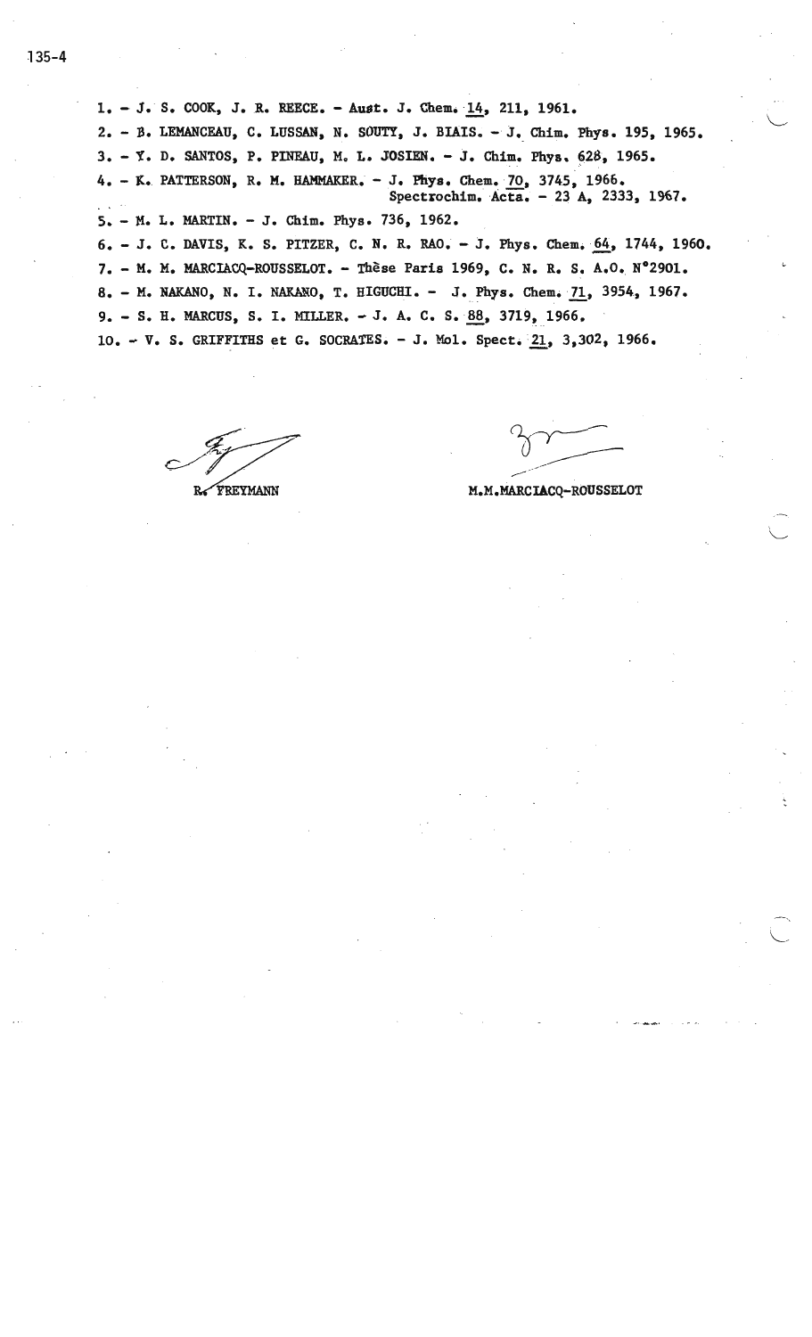1. - J. S. COOK, J. R. REECE. - Aust. J. Chem. 14, 211, 1961.
2. - B. LEMANCEAU, C. LUSSAN, N. SOUTY, J. BIAIS. - J. Chim. Phys. 195, 1965.
3. - Y. D. SANTOS, P. PINEAU, M. L. JOSIEN. - J. Chim. Phys. 628, 1965.
4. - K. PATTERSON, R. M. HAMMAKER. - J. Phys. Chem. 70, 3745, 1966.
   Spectrochim. Acta. - 23 A, 2333, 1967.
5. - M. L. MARTIN. - J. Chim. Phys. 736, 1962.
6. - J. C. DAVIS, K. S. PITZER, C. N. R. RAO. - J. Phys. Chem. 64, 1744, 1960.
7. - M. M. MARCIACQ-ROUSSELOT. - Thèse Paris 1969, C. N. R. S. A.O. N°2901.
8. - M. NAKANO, N. I. NAKANO, T. HIGUCHI. - J. Phys. Chem. 71, 3954, 1967.
9. - S. H. MARCUS, S. I. MILLER. - J. A. C. S. 88, 3719, 1966.
10. - V. S. GRIFFITHS et G. SOCRATES. - J. Mol. Spect. 21, 3,302, 1966.

R. FREYMANN

M.M.MARCIACQ-ROUSSELOT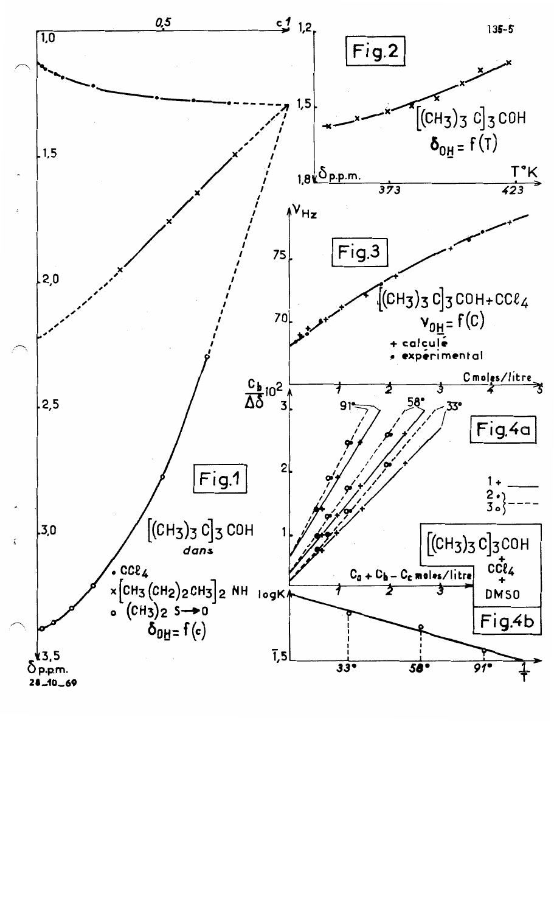135-5

**Fig.1**

$[(CH_3)_3C]_3COH$ *dans*

- • $CCl_4$
- × $[CH_3(CH_2)_2CH_3]_2NH$
- o $(CH_3)_2S \rightarrow O$

$\delta_{O\underline{H}} = f(c)$

**Fig.2**

$[(CH_3)_3C]_3COH$

$\delta_{O\underline{H}} = f(T)$

**Fig.3**

$[(CH_3)_3C]_3COH + CCl_4$

$\nu_{O\underline{H}} = f(C)$

- + calculé
- • expérimental

**Fig.4a**

- 1 + ———
- 2 • - - - -
- 3 o - - - -

$[(CH_3)_3C]_3COH$ + $CCl_4$ + DMSO

**Fig.4b**

28-10-69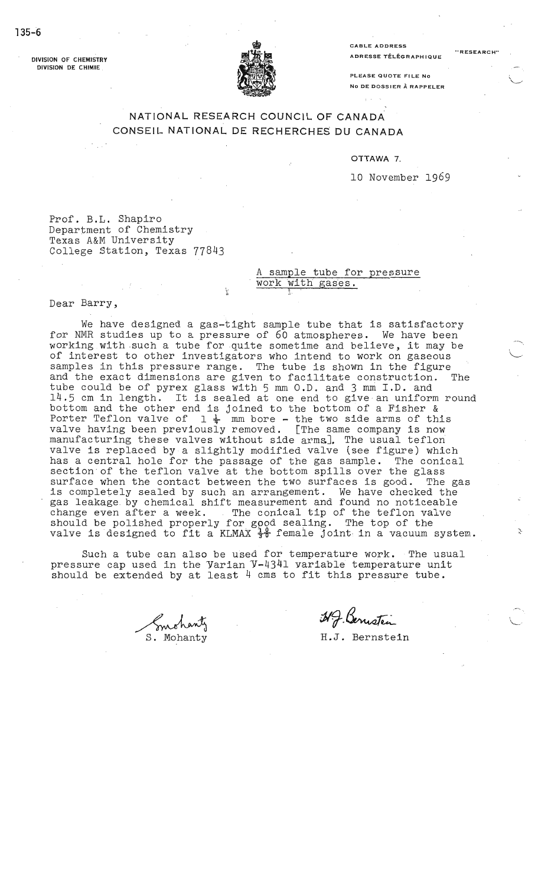DIVISION OF CHEMISTRY
DIVISION DE CHIMIE

CABLE ADDRESS
ADRESSE TÉLÉGRAPHIQUE "RESEARCH"

PLEASE QUOTE FILE No
No DE DOSSIER À RAPPELER

NATIONAL RESEARCH COUNCIL OF CANADA
CONSEIL NATIONAL DE RECHERCHES DU CANADA

OTTAWA 7.

10 November 1969

Prof. B.L. Shapiro
Department of Chemistry
Texas A&M University
College Station, Texas 77843

A sample tube for pressure work with gases.

Dear Barry,

We have designed a gas-tight sample tube that is satisfactory for NMR studies up to a pressure of 60 atmospheres. We have been working with such a tube for quite sometime and believe, it may be of interest to other investigators who intend to work on gaseous samples in this pressure range. The tube is shown in the figure and the exact dimensions are given to facilitate construction. The tube could be of pyrex glass with 5 mm O.D. and 3 mm I.D. and 14.5 cm in length. It is sealed at one end to give an uniform round bottom and the other end is joined to the bottom of a Fisher & Porter Teflon valve of $1\frac{1}{4}$ mm bore - the two side arms of this valve having been previously removed. [The same company is now manufacturing these valves without side arms]. The usual teflon valve is replaced by a slightly modified valve (see figure) which has a central hole for the passage of the gas sample. The conical section of the teflon valve at the bottom spills over the glass surface when the contact between the two surfaces is good. The gas is completely sealed by such an arrangement. We have checked the gas leakage by chemical shift measurement and found no noticeable change even after a week. The conical tip of the teflon valve should be polished properly for good sealing. The top of the valve is designed to fit a KLMAX $\frac{10}{30}$ female joint in a vacuum system.

Such a tube can also be used for temperature work. The usual pressure cap used in the Varian V-4341 variable temperature unit should be extended by at least 4 cms to fit this pressure tube.

S. Mohanty

H.J. Bernstein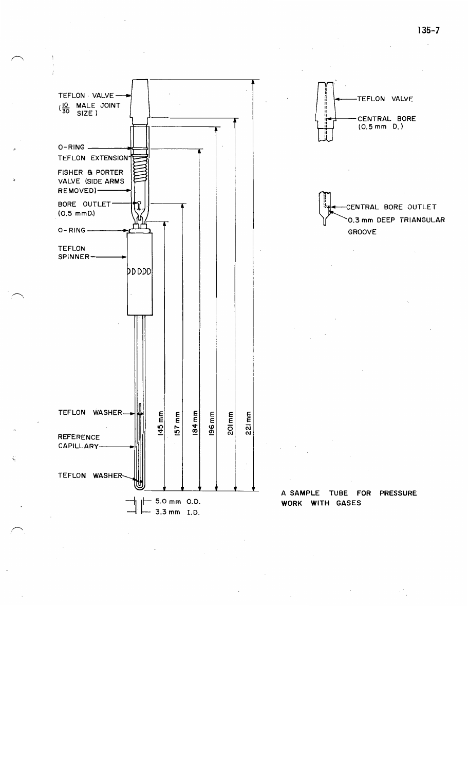TEFLON VALVE ($\frac{10}{30}$ MALE JOINT SIZE)

O-RING

TEFLON EXTENSION

FISHER & PORTER VALVE (SIDE ARMS REMOVED)

BORE OUTLET (0.5 mmD.)

O-RING

TEFLON SPINNER

TEFLON WASHER

REFERENCE CAPILLARY

TEFLON WASHER

145 mm

157 mm

184 mm

196 mm

201 mm

221 mm

5.0 mm O.D.

3.3 mm I.D.

TEFLON VALVE

CENTRAL BORE (0.5 mm D.)

CENTRAL BORE OUTLET

0.3 mm DEEP TRIANGULAR GROOVE

A SAMPLE TUBE FOR PRESSURE WORK WITH GASES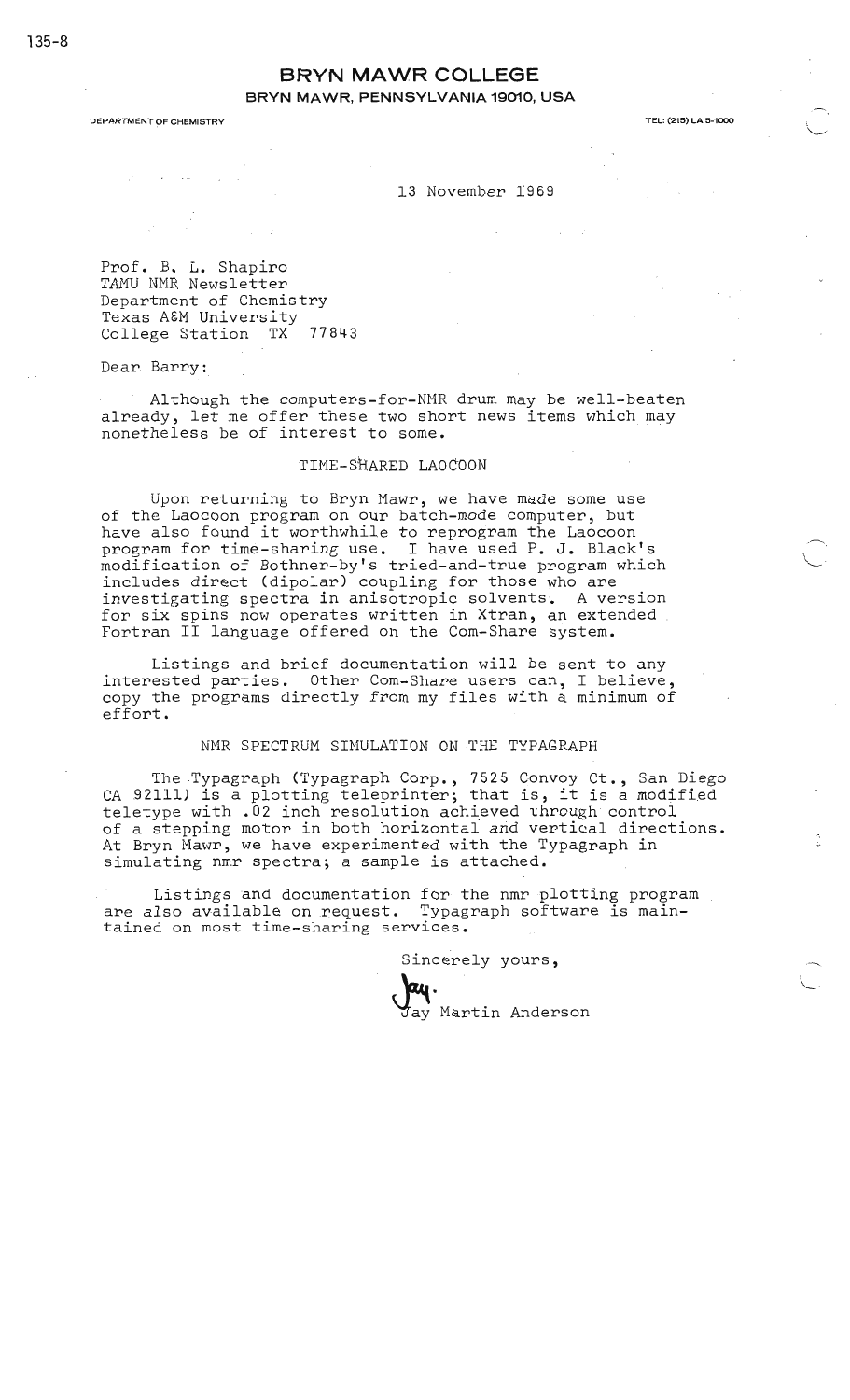135-8

**BRYN MAWR COLLEGE**

**BRYN MAWR, PENNSYLVANIA 19010, USA**

DEPARTMENT OF CHEMISTRY

TEL: (215) LA 5-1000

13 November 1969

Prof. B. L. Shapiro
TAMU NMR Newsletter
Department of Chemistry
Texas A&M University
College Station TX 77843

Dear Barry:

Although the computers-for-NMR drum may be well-beaten already, let me offer these two short news items which may nonetheless be of interest to some.

## TIME-SHARED LAOCOON

Upon returning to Bryn Mawr, we have made some use of the Laocoon program on our batch-mode computer, but have also found it worthwhile to reprogram the Laocoon program for time-sharing use. I have used P. J. Black's modification of Bothner-by's tried-and-true program which includes direct (dipolar) coupling for those who are investigating spectra in anisotropic solvents. A version for six spins now operates written in Xtran, an extended Fortran II language offered on the Com-Share system.

Listings and brief documentation will be sent to any interested parties. Other Com-Share users can, I believe, copy the programs directly from my files with a minimum of effort.

## NMR SPECTRUM SIMULATION ON THE TYPAGRAPH

The Typagraph (Typagraph Corp., 7525 Convoy Ct., San Diego CA 92111) is a plotting teleprinter; that is, it is a modified teletype with .02 inch resolution achieved through control of a stepping motor in both horizontal and vertical directions. At Bryn Mawr, we have experimented with the Typagraph in simulating nmr spectra; a sample is attached.

Listings and documentation for the nmr plotting program are also available on request. Typagraph software is maintained on most time-sharing services.

Sincerely yours,

Jay.
Jay Martin Anderson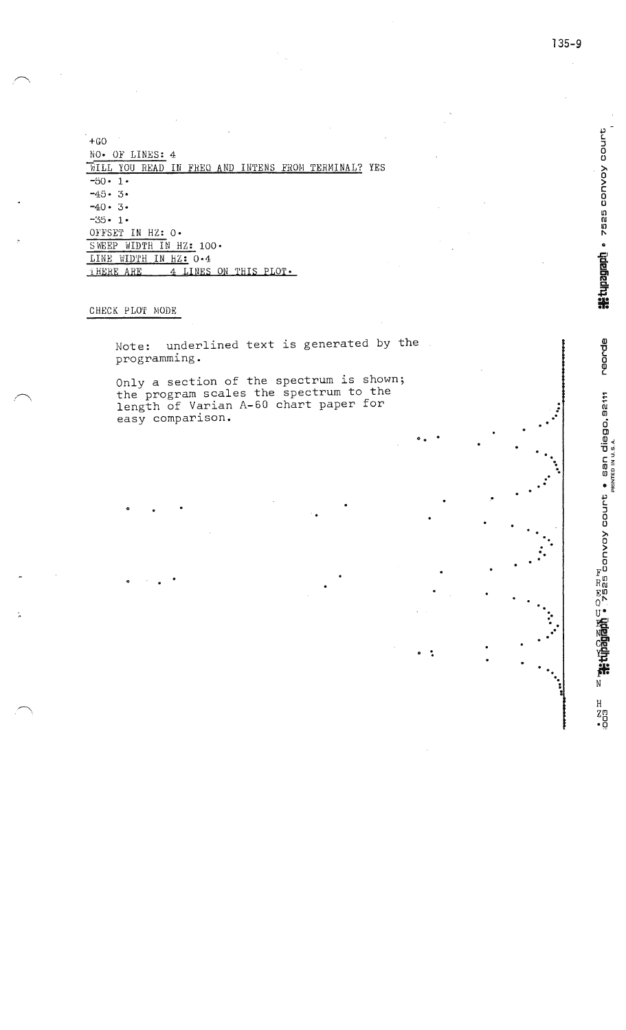```
+GO
NO. OF LINES: 4
WILL YOU READ IN FREQ AND INTENS FROM TERMINAL? YES
-50. 1.
-45. 3.
-40. 3.
-35. 1.
OFFSET IN HZ: 0.
SWEEP WIDTH IN HZ: 100.
LINE WIDTH IN HZ: 0.4
THERE ARE     4 LINES ON THIS PLOT.
```

CHECK PLOT MODE

Note: underlined text is generated by the programming.

Only a section of the spectrum is shown; the program scales the spectrum to the length of Varian A-60 chart paper for easy comparison.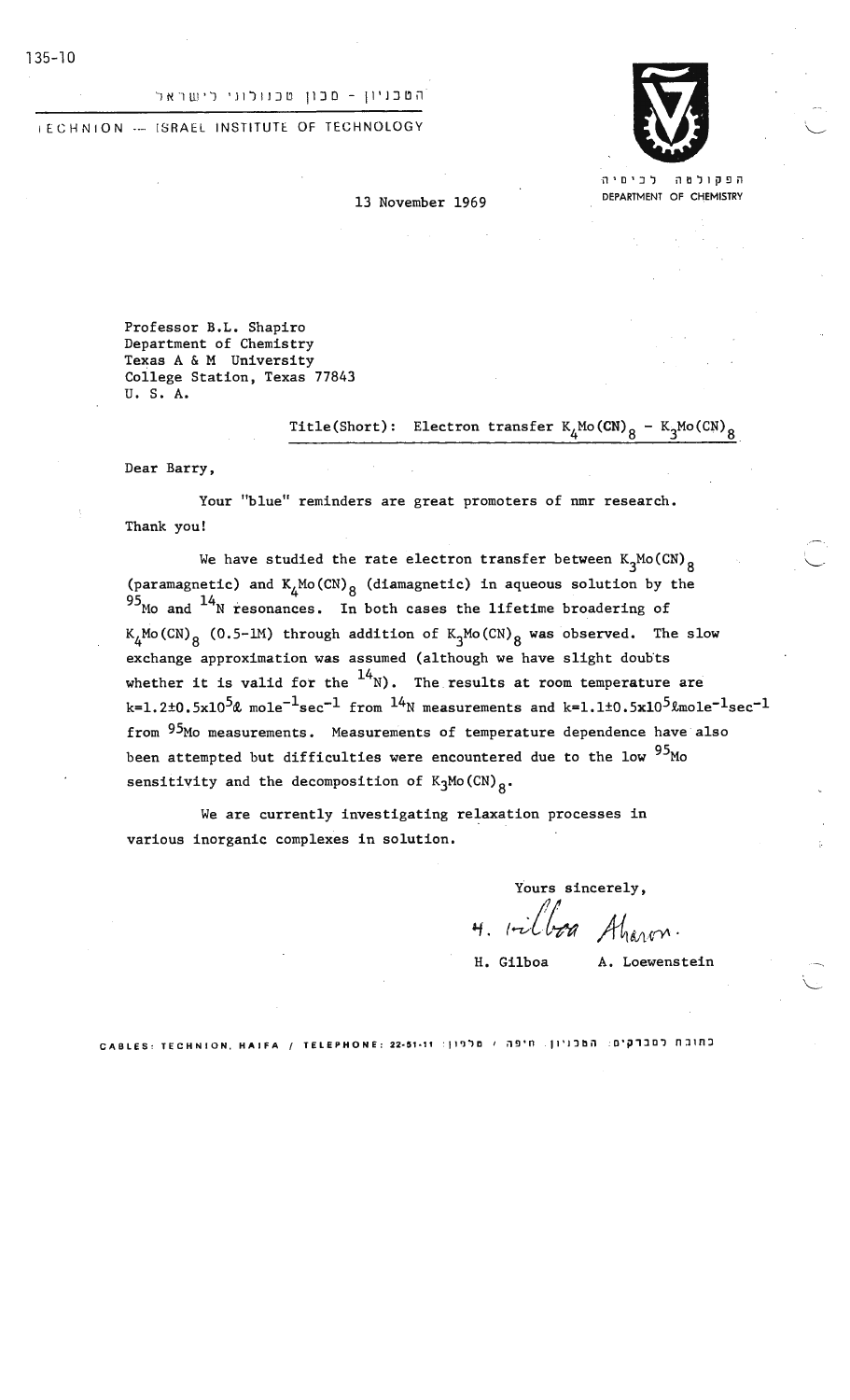135-10

הטכניון - מכון טכנולוגי לישראל

TECHNION — ISRAEL INSTITUTE OF TECHNOLOGY

הפקולטה לכימיה
DEPARTMENT OF CHEMISTRY

13 November 1969

Professor B.L. Shapiro
Department of Chemistry
Texas A & M University
College Station, Texas 77843
U. S. A.

Title(Short): Electron transfer $K_4Mo(CN)_8$ – $K_3Mo(CN)_8$

Dear Barry,

Your "blue" reminders are great promoters of nmr research. Thank you!

We have studied the rate electron transfer between $K_3Mo(CN)_8$ (paramagnetic) and $K_4Mo(CN)_8$ (diamagnetic) in aqueous solution by the $^{95}Mo$ and $^{14}N$ resonances. In both cases the lifetime broadering of $K_4Mo(CN)_8$ (0.5–1M) through addition of $K_3Mo(CN)_8$ was observed. The slow exchange approximation was assumed (although we have slight doubts whether it is valid for the $^{14}N$). The results at room temperature are $k=1.2\pm0.5\times10^5 \ell\ mole^{-1}sec^{-1}$ from $^{14}N$ measurements and $k=1.1\pm0.5\times10^5 \ell mole^{-1}sec^{-1}$ from $^{95}Mo$ measurements. Measurements of temperature dependence have also been attempted but difficulties were encountered due to the low $^{95}Mo$ sensitivity and the decomposition of $K_3Mo(CN)_8$.

We are currently investigating relaxation processes in various inorganic complexes in solution.

Yours sincerely,

H. Gilboa A. Loewenstein

CABLES: TECHNION, HAIFA / TELEPHONE: 22-51-11 כתובת למברקים: הטכניון, חיפה / טלפון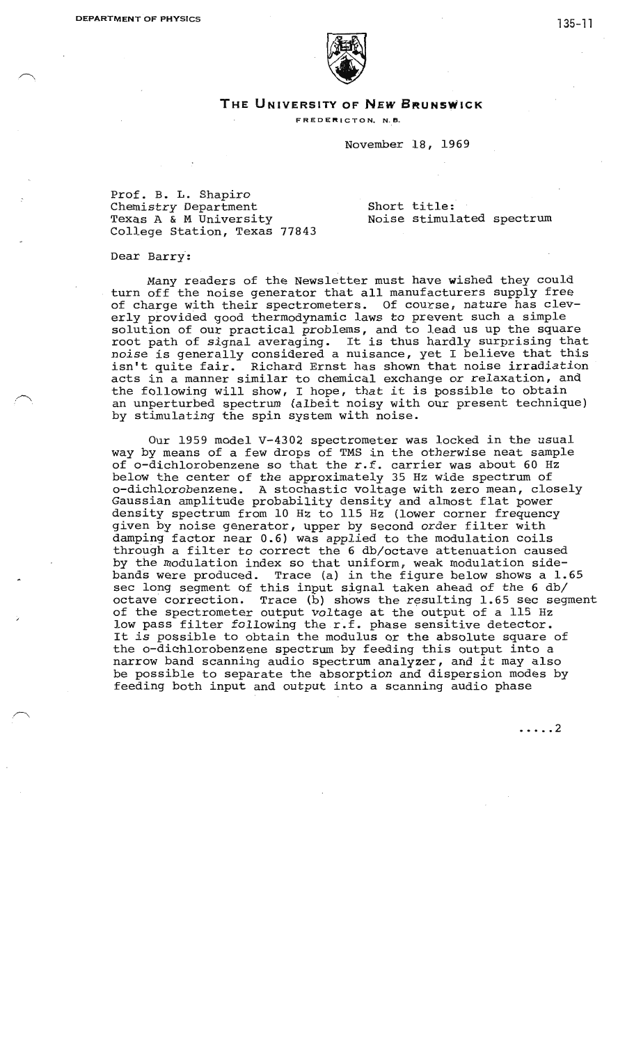**THE UNIVERSITY OF NEW BRUNSWICK**

FREDERICTON, N.B.

November 18, 1969

Prof. B. L. Shapiro
Chemistry Department
Texas A & M University
College Station, Texas 77843

Short title:
Noise stimulated spectrum

Dear Barry:

Many readers of the Newsletter must have wished they could turn off the noise generator that all manufacturers supply free of charge with their spectrometers. Of course, nature has cleverly provided good thermodynamic laws to prevent such a simple solution of our practical problems, and to lead us up the square root path of signal averaging. It is thus hardly surprising that noise is generally considered a nuisance, yet I believe that this isn't quite fair. Richard Ernst has shown that noise irradiation acts in a manner similar to chemical exchange or relaxation, and the following will show, I hope, that it is possible to obtain an unperturbed spectrum (albeit noisy with our present technique) by stimulating the spin system with noise.

Our 1959 model V-4302 spectrometer was locked in the usual way by means of a few drops of TMS in the otherwise neat sample of o-dichlorobenzene so that the r.f. carrier was about 60 Hz below the center of the approximately 35 Hz wide spectrum of o-dichlorobenzene. A stochastic voltage with zero mean, closely Gaussian amplitude probability density and almost flat power density spectrum from 10 Hz to 115 Hz (lower corner frequency given by noise generator, upper by second order filter with damping factor near 0.6) was applied to the modulation coils through a filter to correct the 6 db/octave attenuation caused by the modulation index so that uniform, weak modulation sidebands were produced. Trace (a) in the figure below shows a 1.65 sec long segment of this input signal taken ahead of the 6 db/octave correction. Trace (b) shows the resulting 1.65 sec segment of the spectrometer output voltage at the output of a 115 Hz low pass filter following the r.f. phase sensitive detector. It is possible to obtain the modulus or the absolute square of the o-dichlorobenzene spectrum by feeding this output into a narrow band scanning audio spectrum analyzer, and it may also be possible to separate the absorption and dispersion modes by feeding both input and output into a scanning audio phase

.....2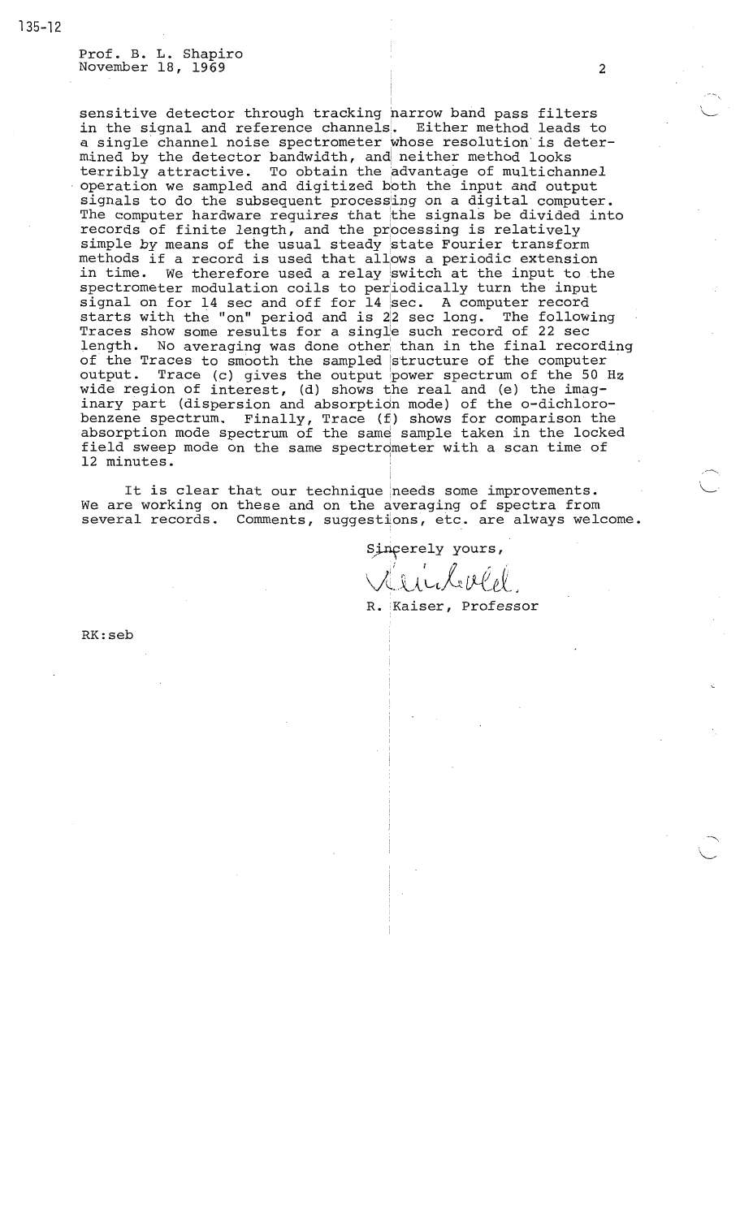Prof. B. L. Shapiro
November 18, 1969

sensitive detector through tracking narrow band pass filters in the signal and reference channels. Either method leads to a single channel noise spectrometer whose resolution is determined by the detector bandwidth, and neither method looks terribly attractive. To obtain the advantage of multichannel operation we sampled and digitized both the input and output signals to do the subsequent processing on a digital computer. The computer hardware requires that the signals be divided into records of finite length, and the processing is relatively simple by means of the usual steady state Fourier transform methods if a record is used that allows a periodic extension in time. We therefore used a relay switch at the input to the spectrometer modulation coils to periodically turn the input signal on for 14 sec and off for 14 sec. A computer record starts with the "on" period and is 22 sec long. The following Traces show some results for a single such record of 22 sec length. No averaging was done other than in the final recording of the Traces to smooth the sampled structure of the computer output. Trace (c) gives the output power spectrum of the 50 Hz wide region of interest, (d) shows the real and (e) the imaginary part (dispersion and absorption mode) of the o-dichlorobenzene spectrum. Finally, Trace (f) shows for comparison the absorption mode spectrum of the same sample taken in the locked field sweep mode on the same spectrometer with a scan time of 12 minutes.

It is clear that our technique needs some improvements. We are working on these and on the averaging of spectra from several records. Comments, suggestions, etc. are always welcome.

Sincerely yours,

R. Kaiser, Professor

RK:seb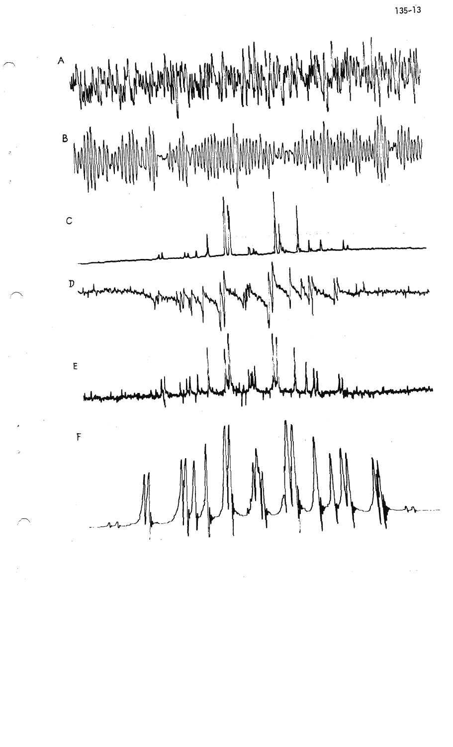A

B

C

D

E

F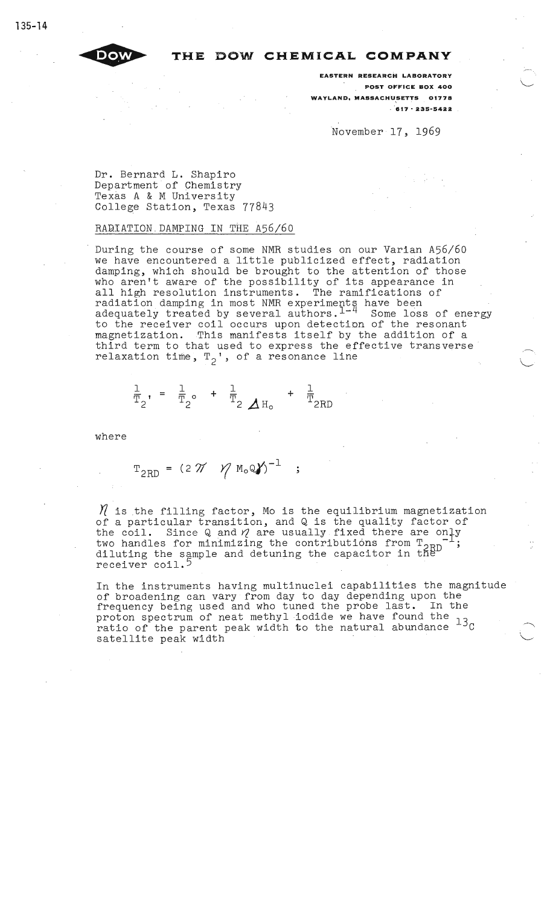**THE DOW CHEMICAL COMPANY**

EASTERN RESEARCH LABORATORY
POST OFFICE BOX 400
WAYLAND, MASSACHUSETTS 01778
617 · 235-5422

November 17, 1969

Dr. Bernard L. Shapiro
Department of Chemistry
Texas A & M University
College Station, Texas 77843

RADIATION DAMPING IN THE A56/60

During the course of some NMR studies on our Varian A56/60 we have encountered a little publicized effect, radiation damping, which should be brought to the attention of those who aren't aware of the possibility of its appearance in all high resolution instruments. The ramifications of radiation damping in most NMR experiments have been adequately treated by several authors.[1-4] Some loss of energy to the receiver coil occurs upon detection of the resonant magnetization. This manifests itself by the addition of a third term to that used to express the effective transverse relaxation time, $T_2'$, of a resonance line

$$\frac{1}{T_2'} = \frac{1}{T_2^{\circ}} + \frac{1}{T_{2\,\Delta H_o}} + \frac{1}{T_{2RD}}$$

where

$$T_{2RD} = (2\pi\ \eta\ M_o Q \gamma)^{-1} \quad ;$$

$\eta$ is the filling factor, Mo is the equilibrium magnetization of a particular transition, and Q is the quality factor of the coil. Since Q and $\eta$ are usually fixed there are only two handles for minimizing the contributions from $T_{2RD}^{-1}$; diluting the sample and detuning the capacitor in the receiver coil.[5]

In the instruments having multinuclei capabilities the magnitude of broadening can vary from day to day depending upon the frequency being used and who tuned the probe last. In the proton spectrum of neat methyl iodide we have found the ratio of the parent peak width to the natural abundance $^{13}C$ satellite peak width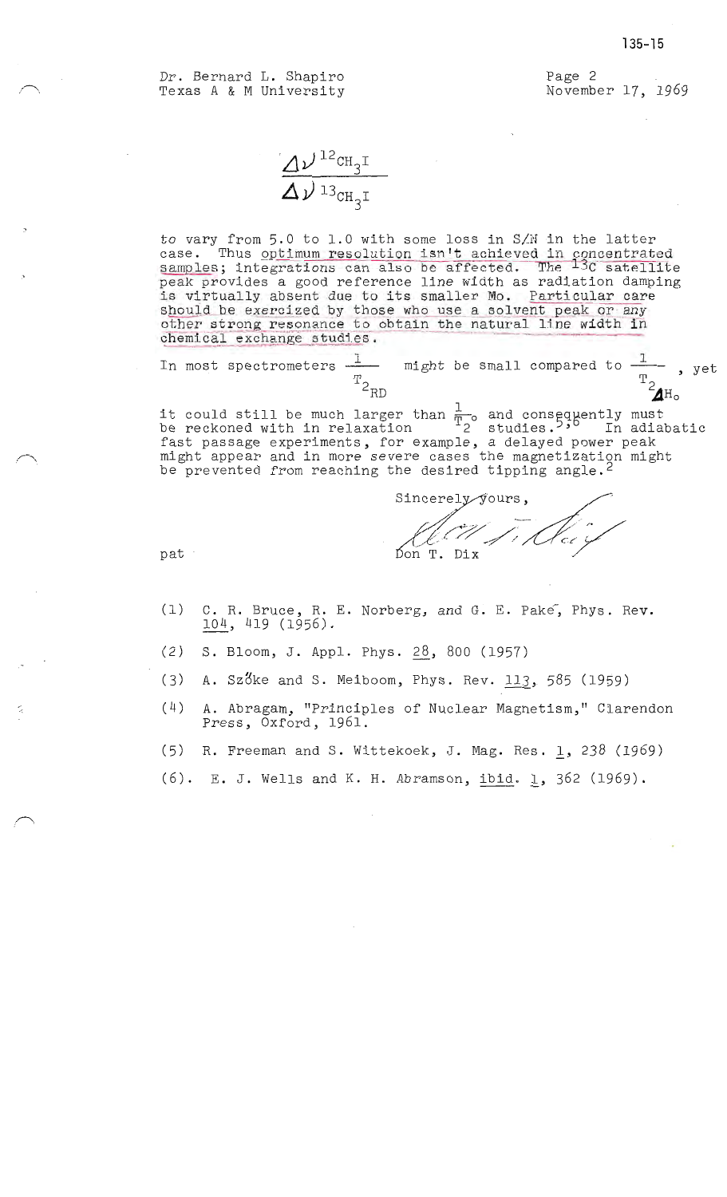Dr. Bernard L. Shapiro
Texas A & M University

November 17, 1969

$$\frac{\Delta\nu\ ^{12}CH_3I}{\Delta\nu\ ^{13}CH_3I}$$

to vary from 5.0 to 1.0 with some loss in S/N in the latter case. Thus optimum resolution isn't achieved in concentrated samples; integrations can also be affected. The $^{13}C$ satellite peak provides a good reference line width as radiation damping is virtually absent due to its smaller Mo. Particular care should be exercized by those who use a solvent peak or any other strong resonance to obtain the natural line width in chemical exchange studies.

In most spectrometers $\frac{1}{T_{2_{RD}}}$ might be small compared to $\frac{1}{T_{2_{\Delta H_o}}}$, yet it could still be much larger than $\frac{1}{T_2^o}$ and consequently must be reckoned with in relaxation studies.[5,6] In adiabatic fast passage experiments, for example, a delayed power peak might appear and in more severe cases the magnetization might be prevented from reaching the desired tipping angle.[2]

Sincerely yours,

Don T. Dix

pat

(1) C. R. Bruce, R. E. Norberg, and G. E. Pake, Phys. Rev. 104, 419 (1956).

(2) S. Bloom, J. Appl. Phys. 28, 800 (1957)

(3) A. Szöke and S. Meiboom, Phys. Rev. 113, 585 (1959)

(4) A. Abragam, "Principles of Nuclear Magnetism," Clarendon Press, Oxford, 1961.

(5) R. Freeman and S. Wittekoek, J. Mag. Res. 1, 238 (1969)

(6). E. J. Wells and K. H. Abramson, ibid. 1, 362 (1969).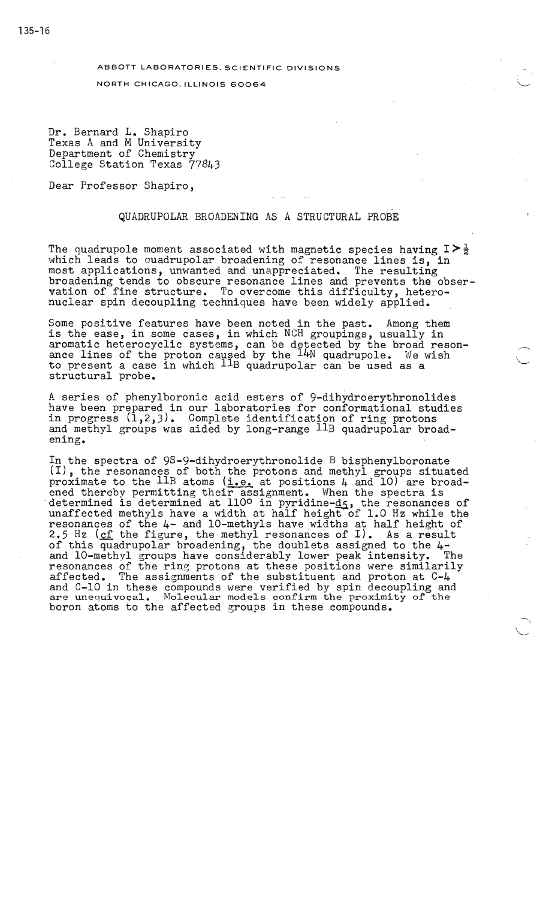135-16

ABBOTT LABORATORIES. SCIENTIFIC DIVISIONS

NORTH CHICAGO, ILLINOIS 60064

Dr. Bernard L. Shapiro
Texas A and M University
Department of Chemistry
College Station Texas 77843

Dear Professor Shapiro,

QUADRUPOLAR BROADENING AS A STRUCTURAL PROBE

The quadrupole moment associated with magnetic species having $I > \frac{1}{2}$ which leads to quadrupolar broadening of resonance lines is, in most applications, unwanted and unappreciated. The resulting broadening tends to obscure resonance lines and prevents the observation of fine structure. To overcome this difficulty, heteronuclear spin decoupling techniques have been widely applied.

Some positive features have been noted in the past. Among them is the ease, in some cases, in which NCH groupings, usually in aromatic heterocyclic systems, can be detected by the broad resonance lines of the proton caused by the $^{14}N$ quadrupole. We wish to present a case in which $^{11}B$ quadrupolar can be used as a structural probe.

A series of phenylboronic acid esters of 9-dihydroerythronolides have been prepared in our laboratories for conformational studies in progress (1,2,3). Complete identification of ring protons and methyl groups was aided by long-range $^{11}B$ quadrupolar broadening.

In the spectra of 9S-9-dihydroerythronolide B bisphenylboronate (I), the resonances of both the protons and methyl groups situated proximate to the $^{11}B$ atoms (i.e. at positions 4 and 10) are broadened thereby permitting their assignment. When the spectra is determined is determined at 110° in pyridine-$d_5$, the resonances of unaffected methyls have a width at half height of 1.0 Hz while the resonances of the 4- and 10-methyls have widths at half height of 2.5 Hz (cf the figure, the methyl resonances of I). As a result of this quadrupolar broadening, the doublets assigned to the 4- and 10-methyl groups have considerably lower peak intensity. The resonances of the ring protons at these positions were similarily affected. The assignments of the substituent and proton at C-4 and C-10 in these compounds were verified by spin decoupling and are unequivocal. Molecular models confirm the proximity of the boron atoms to the affected groups in these compounds.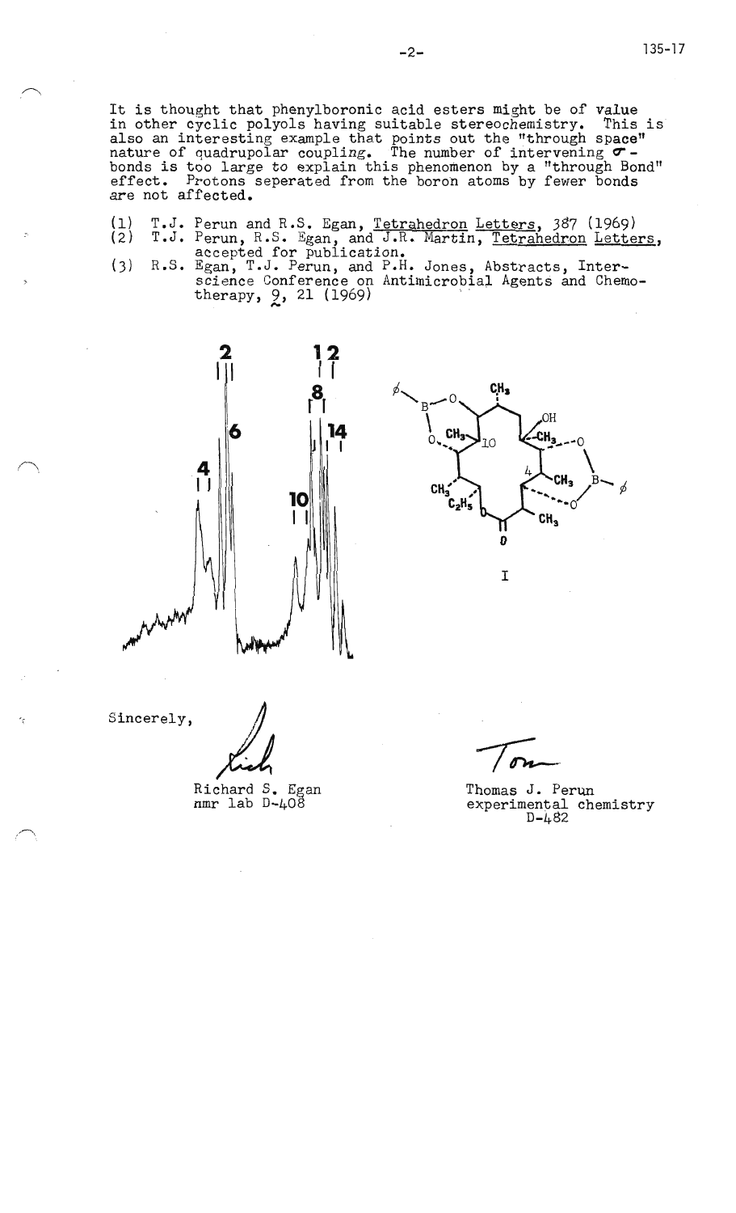It is thought that phenylboronic acid esters might be of value in other cyclic polyols having suitable stereochemistry. This is also an interesting example that points out the "through space" nature of quadrupolar coupling. The number of intervening σ-bonds is too large to explain this phenomenon by a "through Bond" effect. Protons seperated from the boron atoms by fewer bonds are not affected.

(1) T.J. Perun and R.S. Egan, Tetrahedron Letters, 387 (1969)
(2) T.J. Perun, R.S. Egan, and J.R. Martin, Tetrahedron Letters, accepted for publication.
(3) R.S. Egan, T.J. Perun, and P.H. Jones, Abstracts, Interscience Conference on Antimicrobial Agents and Chemotherapy, 9, 21 (1969)

I

Sincerely,

Richard S. Egan
nmr lab D-408

Thomas J. Perun
experimental chemistry
D-482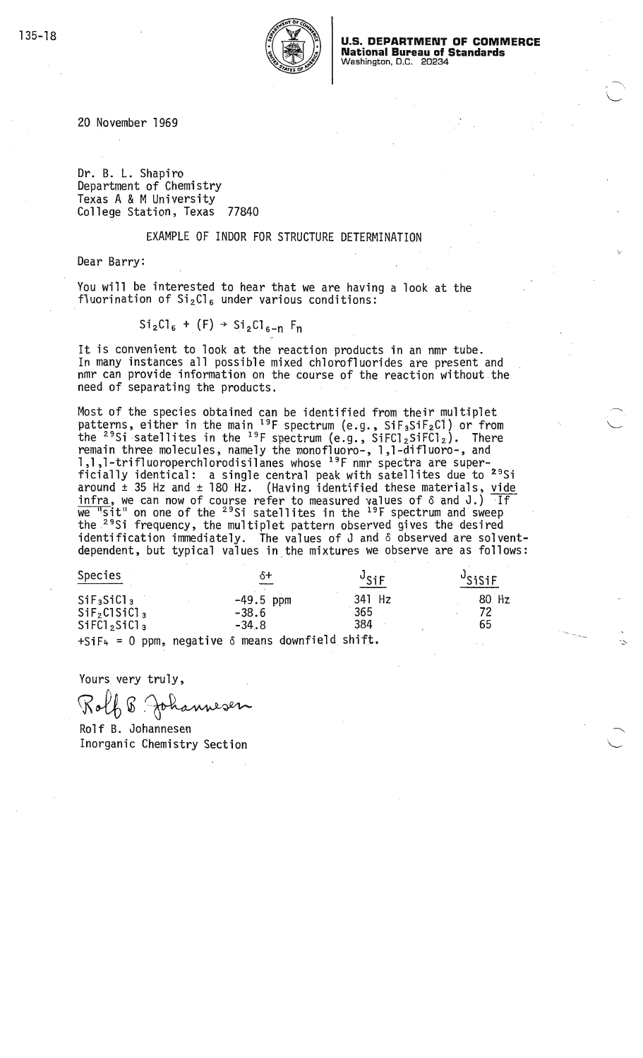135-18

**U.S. DEPARTMENT OF COMMERCE**
**National Bureau of Standards**
Washington, D.C. 20234

20 November 1969

Dr. B. L. Shapiro
Department of Chemistry
Texas A & M University
College Station, Texas 77840

EXAMPLE OF INDOR FOR STRUCTURE DETERMINATION

Dear Barry:

You will be interested to hear that we are having a look at the fluorination of $Si_2Cl_6$ under various conditions:

$$Si_2Cl_6 + (F) \rightarrow Si_2Cl_{6-n}F_n$$

It is convenient to look at the reaction products in an nmr tube. In many instances all possible mixed chlorofluorides are present and nmr can provide information on the course of the reaction without the need of separating the products.

Most of the species obtained can be identified from their multiplet patterns, either in the main $^{19}F$ spectrum (e.g., $SiF_3SiF_2Cl$) or from the $^{29}Si$ satellites in the $^{19}F$ spectrum (e.g., $SiFCl_2SiFCl_2$). There remain three molecules, namely the monofluoro-, 1,1-difluoro-, and 1,1,1-trifluoroperchlorodisilanes whose $^{19}F$ nmr spectra are superficially identical: a single central peak with satellites due to $^{29}Si$ around ± 35 Hz and ± 180 Hz. (Having identified these materials, *vide infra*, we can now of course refer to measured values of δ and J.) If we "sit" on one of the $^{29}Si$ satellites in the $^{19}F$ spectrum and sweep the $^{29}Si$ frequency, the multiplet pattern observed gives the desired identification immediately. The values of J and δ observed are solvent-dependent, but typical values in the mixtures we observe are as follows:

| Species | δ+ | $J_{SiF}$ | $J_{SiSiF}$ |
|---|---|---|---|
| $SiF_3SiCl_3$ | -49.5 ppm | 341 Hz | 80 Hz |
| $SiF_2ClSiCl_3$ | -38.6 | 365 | 72 |
| $SiFCl_2SiCl_3$ | -34.8 | 384 | 65 |

+$SiF_4$ = 0 ppm, negative δ means downfield shift.

Yours very truly,

*Rolf B. Johannesen*

Rolf B. Johannesen
Inorganic Chemistry Section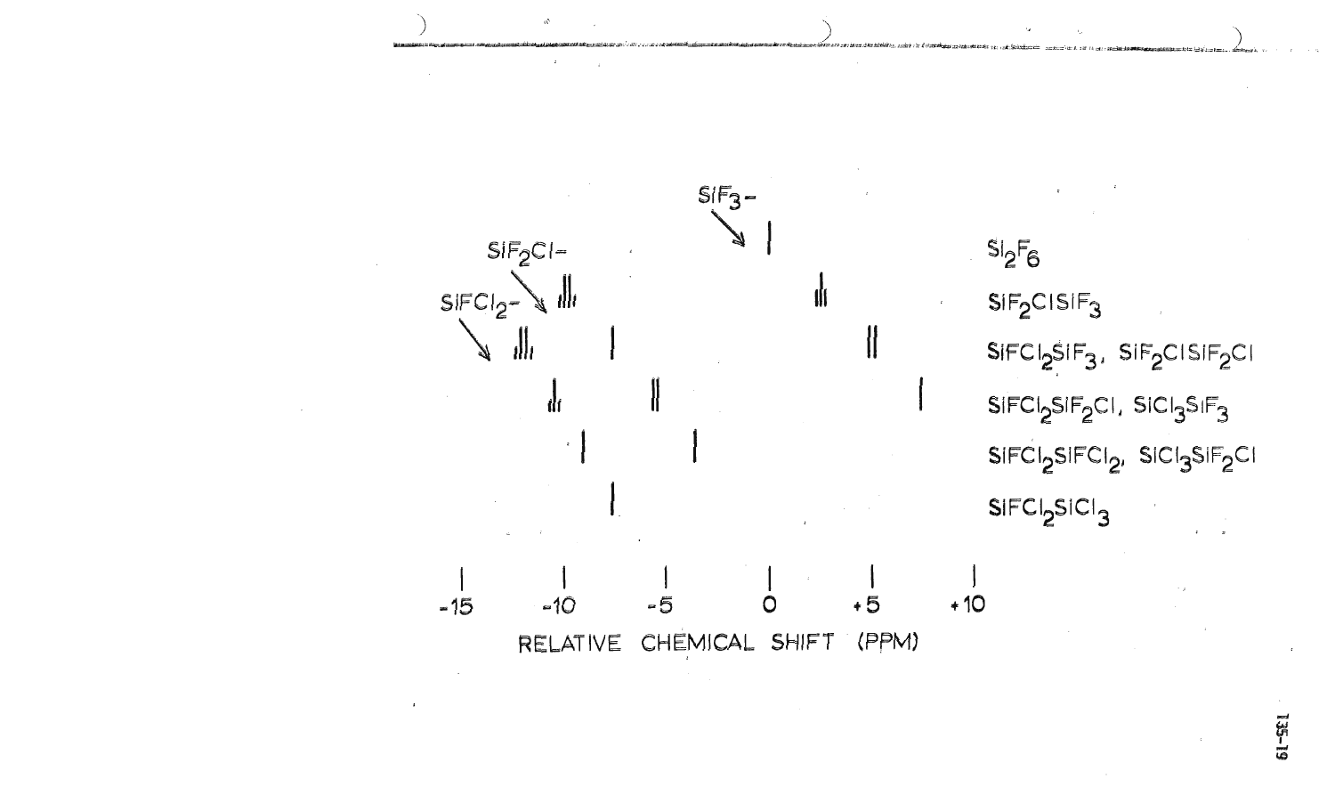$SiF_3-$

$SiF_2Cl-$

$SiFCl_2-$

$Si_2F_6$

$SiF_2ClSiF_3$

$SiFCl_2SiF_3$, $SiF_2ClSiF_2Cl$

$SiFCl_2SiF_2Cl$, $SiCl_3SiF_3$

$SiFCl_2SiFCl_2$, $SiCl_3SiF_2Cl$

$SiFCl_2SiCl_3$

-15 -10 -5 0 +5 +10

RELATIVE CHEMICAL SHIFT (PPM)

135-19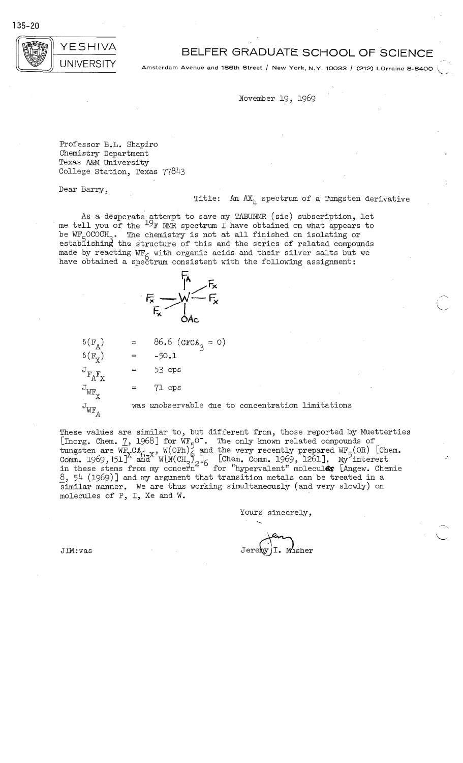135-20

YESHIVA UNIVERSITY

**BELFER GRADUATE SCHOOL OF SCIENCE**

Amsterdam Avenue and 186th Street / New York, N.Y. 10033 / (212) LOrraine 8-8400

November 19, 1969

Professor B.L. Shapiro
Chemistry Department
Texas A&M University
College Station, Texas 77843

Dear Barry,

Title: An $AX_4$ spectrum of a Tungsten derivative

As a desperate attempt to save my TABUNMR (sic) subscription, let me tell you of the $^{19}F$ NMR spectrum I have obtained on what appears to be $WF_5OCOCH_3$. The chemistry is not at all finished on isolating or establishing the structure of this and the series of related compounds made by reacting $WF_6$ with organic acids and their silver salts but we have obtained a spectrum consistent with the following assignment:

$F_A$ axial, four $F_X$ equatorial, OAc trans to $F_A$ on W

$\delta(F_A)$ = 86.6 ($CFCl_3$ = 0)

$\delta(F_X)$ = -50.1

$J_{F_AF_X}$ = 53 cps

$J_{WF_X}$ = 71 cps

$J_{WF_A}$ was unobservable due to concentration limitations

These values are similar to, but different from, those reported by Muetterties [Inorg. Chem. 7, 1968] for $WF_5O^-$. The only known related compounds of tungsten are $WF_xCl_{6-x}$, $W(OPh)_6$ and the very recently prepared $WF_5(OR)$ [Chem. Comm. 1969, 151] and $W[N(CH_3)_2]_6$ [Chem. Comm. 1969, 1261]. My interest in these stems from my concern for "hypervalent" molecules [Angew. Chemie 8, 54 (1969)] and my argument that transition metals can be treated in a similar manner. We are thus working simultaneously (and very slowly) on molecules of P, I, Xe and W.

Yours sincerely,

Jeremy I. Musher

JIM:vas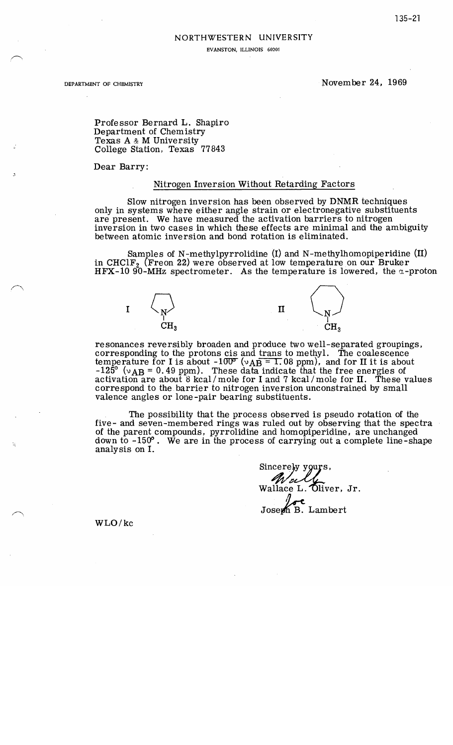135-21

NORTHWESTERN UNIVERSITY

EVANSTON, ILLINOIS 60201

DEPARTMENT OF CHEMISTRY

November 24, 1969

Professor Bernard L. Shapiro
Department of Chemistry
Texas A & M University
College Station, Texas 77843

Dear Barry:

Nitrogen Inversion Without Retarding Factors

Slow nitrogen inversion has been observed by DNMR techniques only in systems where either angle strain or electronegative substituents are present. We have measured the activation barriers to nitrogen inversion in two cases in which these effects are minimal and the ambiguity between atomic inversion and bond rotation is eliminated.

Samples of N-methylpyrrolidine (I) and N-methylhomopiperidine (II) in $CHClF_2$ (Freon 22) were observed at low temperature on our Bruker HFX-10 90-MHz spectrometer. As the temperature is lowered, the α-proton resonances reversibly broaden and produce two well-separated groupings, corresponding to the protons cis and trans to methyl. The coalescence temperature for I is about -100° ($\nu_{AB}$ = 1.08 ppm), and for II it is about -125° ($\nu_{AB}$ = 0.49 ppm). These data indicate that the free energies of activation are about 8 kcal/mole for I and 7 kcal/mole for II. These values correspond to the barrier to nitrogen inversion unconstrained by small valence angles or lone-pair bearing substituents.

The possibility that the process observed is pseudo rotation of the five- and seven-membered rings was ruled out by observing that the spectra of the parent compounds, pyrrolidine and homopiperidine, are unchanged down to -150°. We are in the process of carrying out a complete line-shape analysis on I.

Sincerely yours,

Wally

Wallace L. Oliver, Jr.

Joe

Joseph B. Lambert

WLO/kc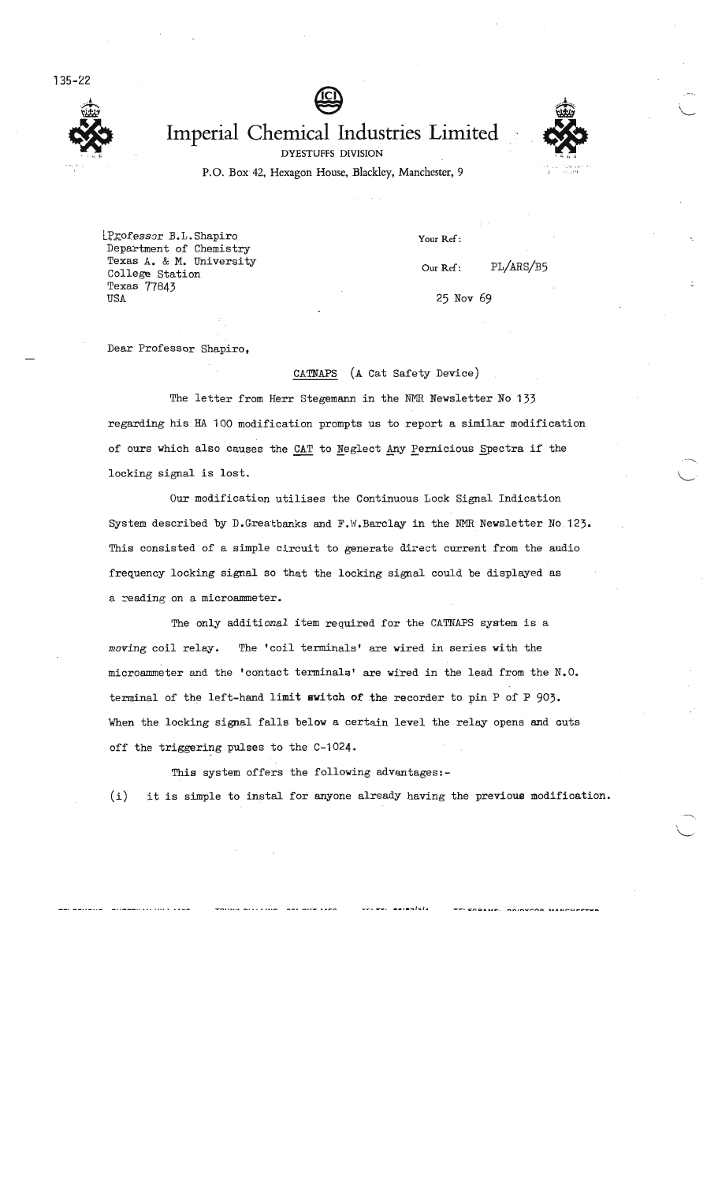135-22

# Imperial Chemical Industries Limited

DYESTUFFS DIVISION

P.O. Box 42, Hexagon House, Blackley, Manchester, 9

Professor B.L. Shapiro
Department of Chemistry
Texas A. & M. University
College Station
Texas 77843
USA

Your Ref:

Our Ref: PL/ARS/B5

25 Nov 69

Dear Professor Shapiro,

CATNAPS (A Cat Safety Device)

The letter from Herr Stegemann in the NMR Newsletter No 133 regarding his HA 100 modification prompts us to report a similar modification of ours which also causes the CAT to Neglect Any Pernicious Spectra if the locking signal is lost.

Our modification utilises the Continuous Lock Signal Indication System described by D.Greatbanks and F.W.Barclay in the NMR Newsletter No 123. This consisted of a simple circuit to generate direct current from the audio frequency locking signal so that the locking signal could be displayed as a reading on a microammeter.

The only additional item required for the CATNAPS system is a *moving* coil relay. The 'coil terminals' are wired in series with the microammeter and the 'contact terminals' are wired in the lead from the N.O. terminal of the left-hand limit switch of the recorder to pin P of P 903. When the locking signal falls below a certain level the relay opens and cuts off the triggering pulses to the C-1024.

This system offers the following advantages:-

(i) it is simple to instal for anyone already having the previous modification.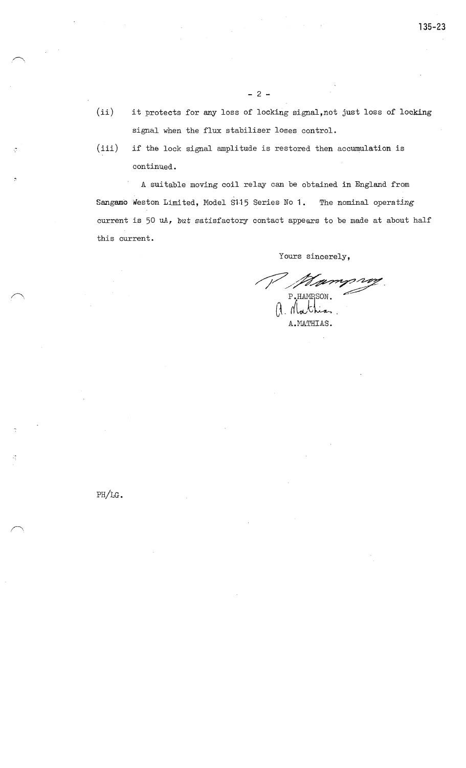(ii) it protects for any loss of locking signal, not just loss of locking signal when the flux stabiliser loses control.

(iii) if the lock signal amplitude is restored then accumulation is continued.

A suitable moving coil relay can be obtained in England from Sangamo Weston Limited, Model S115 Series No 1. The nominal operating current is 50 uA, but satisfactory contact appears to be made at about half this current.

Yours sincerely,

P. HAMPSON.

A. MATHIAS.

PH/LG.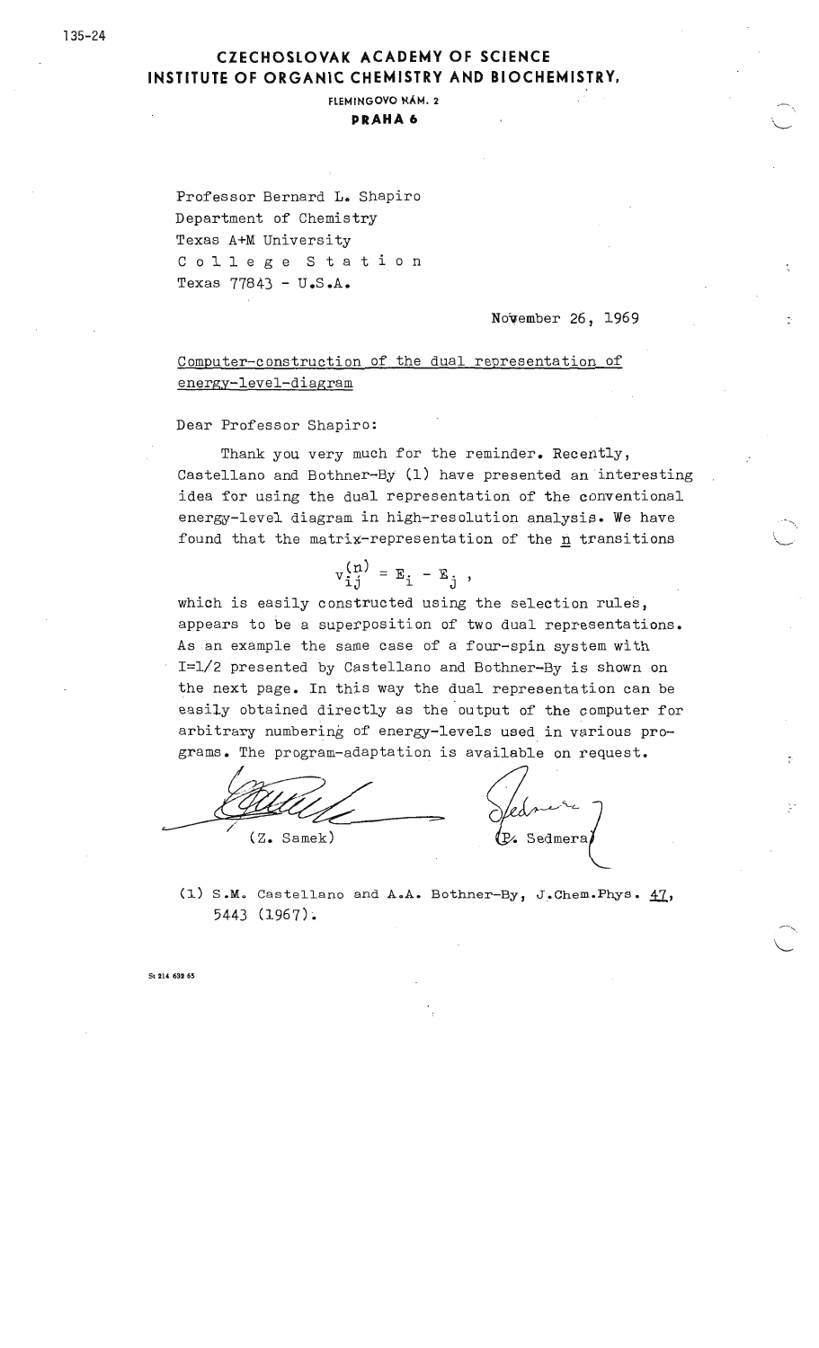# CZECHOSLOVAK ACADEMY OF SCIENCE
## INSTITUTE OF ORGANIC CHEMISTRY AND BIOCHEMISTRY,

FLEMINGOVO NÁM. 2
**PRAHA 6**

Professor Bernard L. Shapiro
Department of Chemistry
Texas A+M University
College Station
Texas 77843 - U.S.A.

November 26, 1969

Computer-construction of the dual representation of energy-level-diagram

Dear Professor Shapiro:

Thank you very much for the reminder. Recently, Castellano and Bothner-By (1) have presented an interesting idea for using the dual representation of the conventional energy-level diagram in high-resolution analysis. We have found that the matrix-representation of the n transitions

$$v_{ij}^{(n)} = E_i - E_j \ ,$$

which is easily constructed using the selection rules, appears to be a superposition of two dual representations. As an example the same case of a four-spin system with I=1/2 presented by Castellano and Bothner-By is shown on the next page. In this way the dual representation can be easily obtained directly as the output of the computer for arbitrary numbering of energy-levels used in various programs. The program-adaptation is available on request.

(Z. Samek) (P. Sedmera)

(1) S.M. Castellano and A.A. Bothner-By, J.Chem.Phys. 47, 5443 (1967).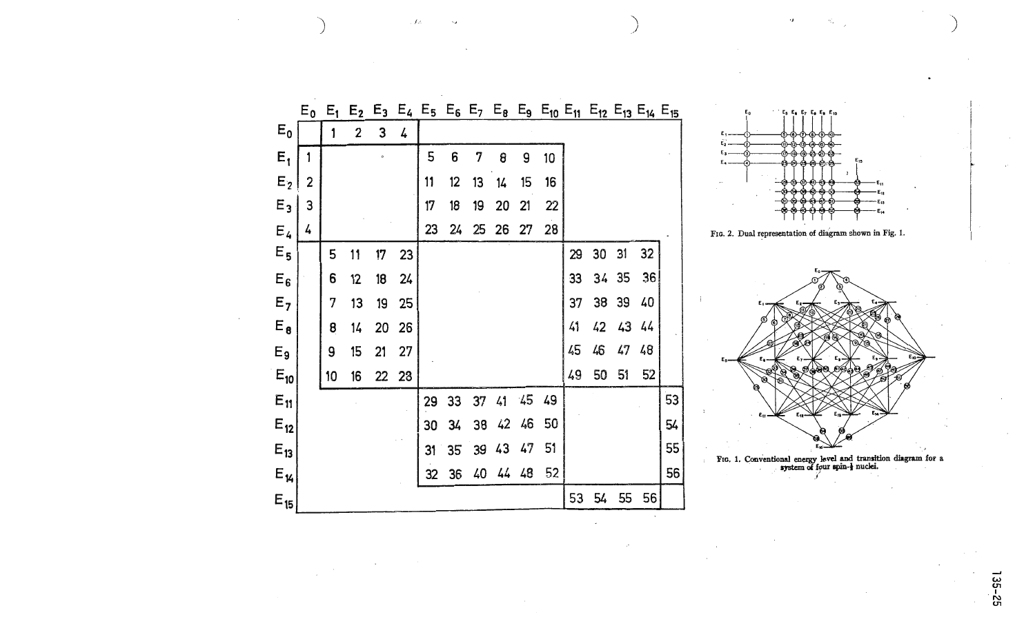| | $E_0$ | $E_1$ | $E_2$ | $E_3$ | $E_4$ | $E_5$ | $E_6$ | $E_7$ | $E_8$ | $E_9$ | $E_{10}$ | $E_{11}$ | $E_{12}$ | $E_{13}$ | $E_{14}$ | $E_{15}$ |
|---|---|---|---|---|---|---|---|---|---|---|---|---|---|---|---|---|
| $E_0$ | | 1 | 2 | 3 | 4 | | | | | | | | | | | |
| $E_1$ | 1 | | | | | 5 | 6 | 7 | 8 | 9 | 10 | | | | | |
| $E_2$ | 2 | | | | | 11 | 12 | 13 | 14 | 15 | 16 | | | | | |
| $E_3$ | 3 | | | | | 17 | 18 | 19 | 20 | 21 | 22 | | | | | |
| $E_4$ | 4 | | | | | 23 | 24 | 25 | 26 | 27 | 28 | | | | | |
| $E_5$ | | 5 | 11 | 17 | 23 | | | | | | | 29 | 30 | 31 | 32 | |
| $E_6$ | | 6 | 12 | 18 | 24 | | | | | | | 33 | 34 | 35 | 36 | |
| $E_7$ | | 7 | 13 | 19 | 25 | | | | | | | 37 | 38 | 39 | 40 | |
| $E_8$ | | 8 | 14 | 20 | 26 | | | | | | | 41 | 42 | 43 | 44 | |
| $E_9$ | | 9 | 15 | 21 | 27 | | | | | | | 45 | 46 | 47 | 48 | |
| $E_{10}$ | | 10 | 16 | 22 | 28 | | | | | | | 49 | 50 | 51 | 52 | |
| $E_{11}$ | | | | | | 29 | 33 | 37 | 41 | 45 | 49 | | | | | 53 |
| $E_{12}$ | | | | | | 30 | 34 | 38 | 42 | 46 | 50 | | | | | 54 |
| $E_{13}$ | | | | | | 31 | 35 | 39 | 43 | 47 | 51 | | | | | 55 |
| $E_{14}$ | | | | | | 32 | 36 | 40 | 44 | 48 | 52 | | | | | 56 |
| $E_{15}$ | | | | | | | | | | | | 53 | 54 | 55 | 56 | |

FIG. 2. Dual representation of diagram shown in Fig. 1.

FIG. 1. Conventional energy level and transition diagram for a system of four spin-½ nuclei.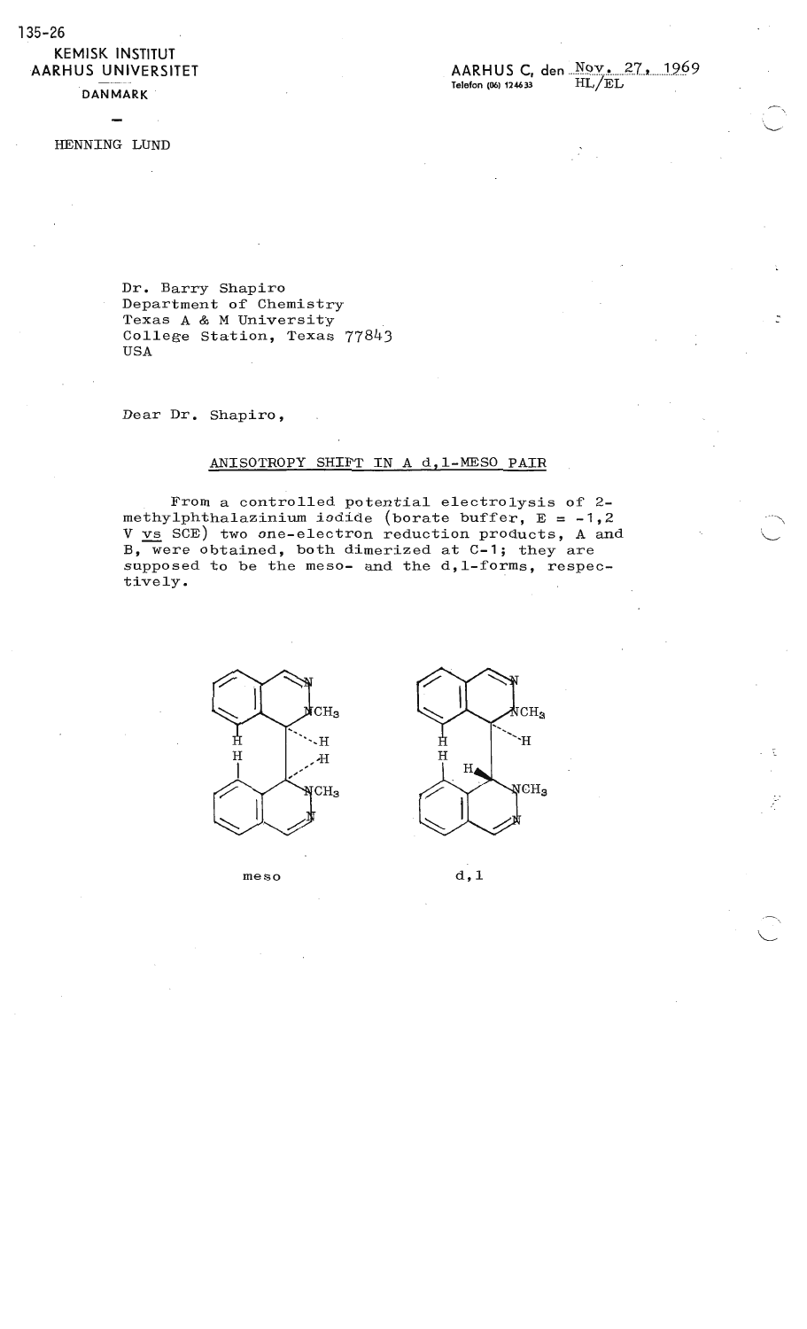135-26

KEMISK INSTITUT
AARHUS UNIVERSITET
DANMARK

HENNING LUND

AARHUS C, den Nov. 27, 1969
Telefon (06) 124633 HL/EL

Dr. Barry Shapiro
Department of Chemistry
Texas A & M University
College Station, Texas 77843
USA

Dear Dr. Shapiro,

## ANISOTROPY SHIFT IN A d,l-MESO PAIR

From a controlled potential electrolysis of 2-methylphthalazinium iodide (borate buffer, E = -1,2 V vs SCE) two one-electron reduction products, A and B, were obtained, both dimerized at C-1; they are supposed to be the meso- and the d,l-forms, respectively.

meso d,l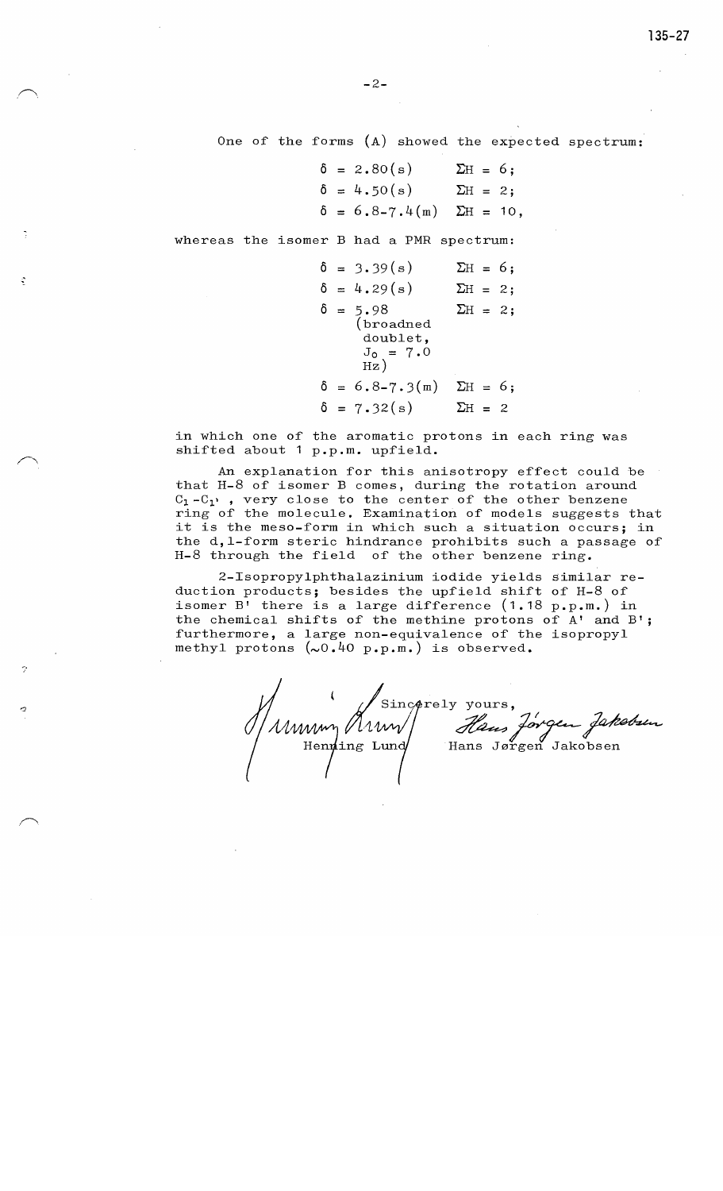One of the forms (A) showed the expected spectrum:

$\delta = 2.80(s)$ $\quad \Sigma H = 6;$
$\delta = 4.50(s)$ $\quad \Sigma H = 2;$
$\delta = 6.8\text{-}7.4(m)$ $\quad \Sigma H = 10,$

whereas the isomer B had a PMR spectrum:

$\delta = 3.39(s)$ $\quad \Sigma H = 6;$
$\delta = 4.29(s)$ $\quad \Sigma H = 2;$
$\delta = 5.98$ (broadned doublet, $J_o = 7.0$ Hz) $\quad \Sigma H = 2;$
$\delta = 6.8\text{-}7.3(m)$ $\quad \Sigma H = 6;$
$\delta = 7.32(s)$ $\quad \Sigma H = 2$

in which one of the aromatic protons in each ring was shifted about 1 p.p.m. upfield.

An explanation for this anisotropy effect could be that H-8 of isomer B comes, during the rotation around $C_1\text{-}C_{1'}$, very close to the center of the other benzene ring of the molecule. Examination of models suggests that it is the meso-form in which such a situation occurs; in the d,l-form steric hindrance prohibits such a passage of H-8 through the field of the other benzene ring.

2-Isopropylphthalazinium iodide yields similar reduction products; besides the upfield shift of H-8 of isomer B' there is a large difference (1.18 p.p.m.) in the chemical shifts of the methine protons of A' and B'; furthermore, a large non-equivalence of the isopropyl methyl protons (~0.40 p.p.m.) is observed.

Sincerely yours,

Henning Lund $\qquad$ Hans Jørgen Jakobsen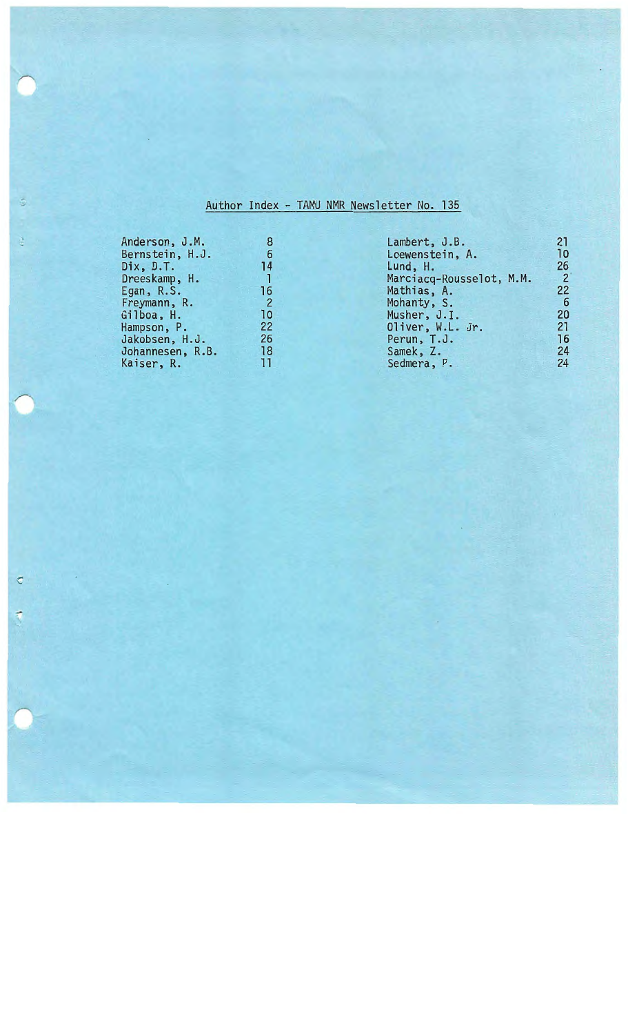# Author Index - TAMU NMR Newsletter No. 135

| Author | Page |
|---|---|
| Anderson, J.M. | 8 |
| Bernstein, H.J. | 6 |
| Dix, D.T. | 14 |
| Dreeskamp, H. | 1 |
| Egan, R.S. | 16 |
| Freymann, R. | 2 |
| Gilboa, H. | 10 |
| Hampson, P. | 22 |
| Jakobsen, H.J. | 26 |
| Johannesen, R.B. | 18 |
| Kaiser, R. | 11 |
| Lambert, J.B. | 21 |
| Loewenstein, A. | 10 |
| Lund, H. | 26 |
| Marciacq-Rousselot, M.M. | 2 |
| Mathias, A. | 22 |
| Mohanty, S. | 6 |
| Musher, J.I. | 20 |
| Oliver, W.L. Jr. | 21 |
| Perun, T.J. | 16 |
| Samek, Z. | 24 |
| Sedmera, P. | 24 |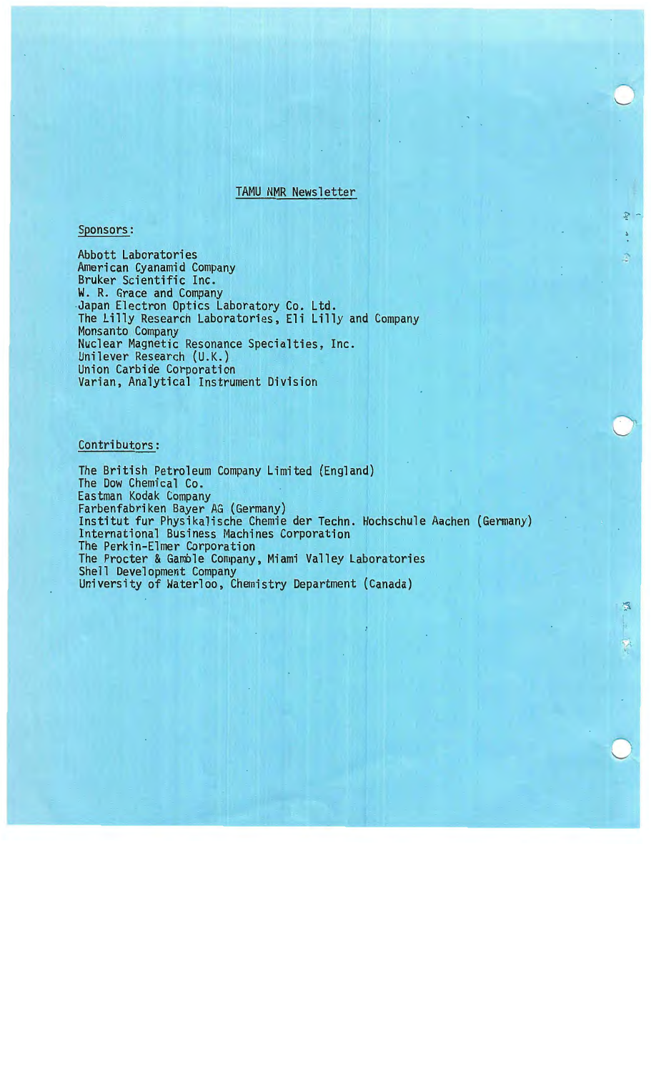# TAMU NMR Newsletter

## Sponsors:

Abbott Laboratories
American Cyanamid Company
Bruker Scientific Inc.
W. R. Grace and Company
Japan Electron Optics Laboratory Co. Ltd.
The Lilly Research Laboratories, Eli Lilly and Company
Monsanto Company
Nuclear Magnetic Resonance Specialties, Inc.
Unilever Research (U.K.)
Union Carbide Corporation
Varian, Analytical Instrument Division

## Contributors:

The British Petroleum Company Limited (England)
The Dow Chemical Co.
Eastman Kodak Company
Farbenfabriken Bayer AG (Germany)
Institut fur Physikalische Chemie der Techn. Hochschule Aachen (Germany)
International Business Machines Corporation
The Perkin-Elmer Corporation
The Procter & Gamble Company, Miami Valley Laboratories
Shell Development Company
University of Waterloo, Chemistry Department (Canada)